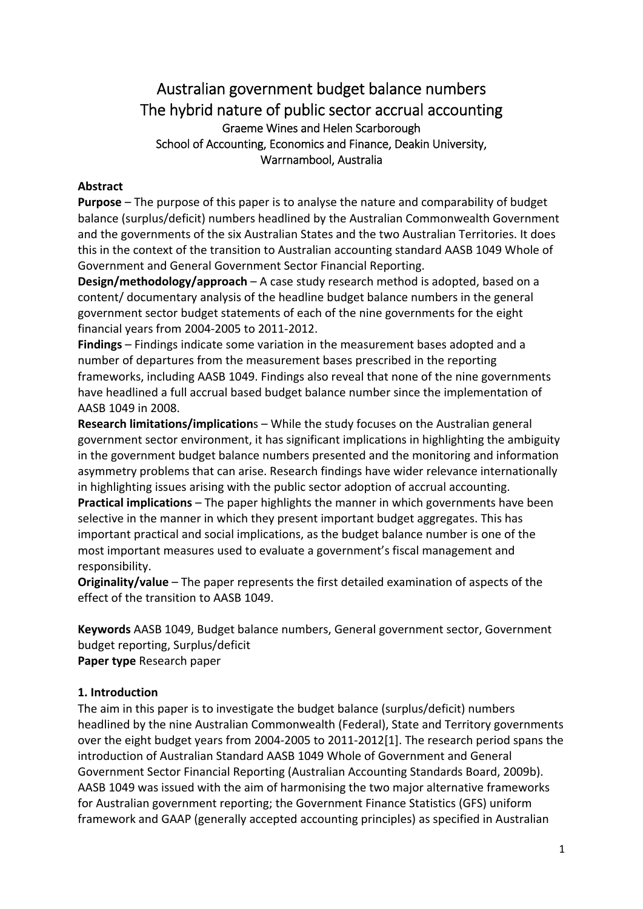# Australian government budget balance numbers
# The hybrid nature of public sector accrual accounting

Graeme Wines and Helen Scarborough

School of Accounting, Economics and Finance, Deakin University, Warrnambool, Australia

**Abstract**

**Purpose** – The purpose of this paper is to analyse the nature and comparability of budget balance (surplus/deficit) numbers headlined by the Australian Commonwealth Government and the governments of the six Australian States and the two Australian Territories. It does this in the context of the transition to Australian accounting standard AASB 1049 Whole of Government and General Government Sector Financial Reporting.

**Design/methodology/approach** – A case study research method is adopted, based on a content/ documentary analysis of the headline budget balance numbers in the general government sector budget statements of each of the nine governments for the eight financial years from 2004-2005 to 2011-2012.

**Findings** – Findings indicate some variation in the measurement bases adopted and a number of departures from the measurement bases prescribed in the reporting frameworks, including AASB 1049. Findings also reveal that none of the nine governments have headlined a full accrual based budget balance number since the implementation of AASB 1049 in 2008.

**Research limitations/implications** – While the study focuses on the Australian general government sector environment, it has significant implications in highlighting the ambiguity in the government budget balance numbers presented and the monitoring and information asymmetry problems that can arise. Research findings have wider relevance internationally in highlighting issues arising with the public sector adoption of accrual accounting.

**Practical implications** – The paper highlights the manner in which governments have been selective in the manner in which they present important budget aggregates. This has important practical and social implications, as the budget balance number is one of the most important measures used to evaluate a government's fiscal management and responsibility.

**Originality/value** – The paper represents the first detailed examination of aspects of the effect of the transition to AASB 1049.

**Keywords** AASB 1049, Budget balance numbers, General government sector, Government budget reporting, Surplus/deficit

**Paper type** Research paper

## 1. Introduction

The aim in this paper is to investigate the budget balance (surplus/deficit) numbers headlined by the nine Australian Commonwealth (Federal), State and Territory governments over the eight budget years from 2004-2005 to 2011-2012[1]. The research period spans the introduction of Australian Standard AASB 1049 Whole of Government and General Government Sector Financial Reporting (Australian Accounting Standards Board, 2009b). AASB 1049 was issued with the aim of harmonising the two major alternative frameworks for Australian government reporting; the Government Finance Statistics (GFS) uniform framework and GAAP (generally accepted accounting principles) as specified in Australian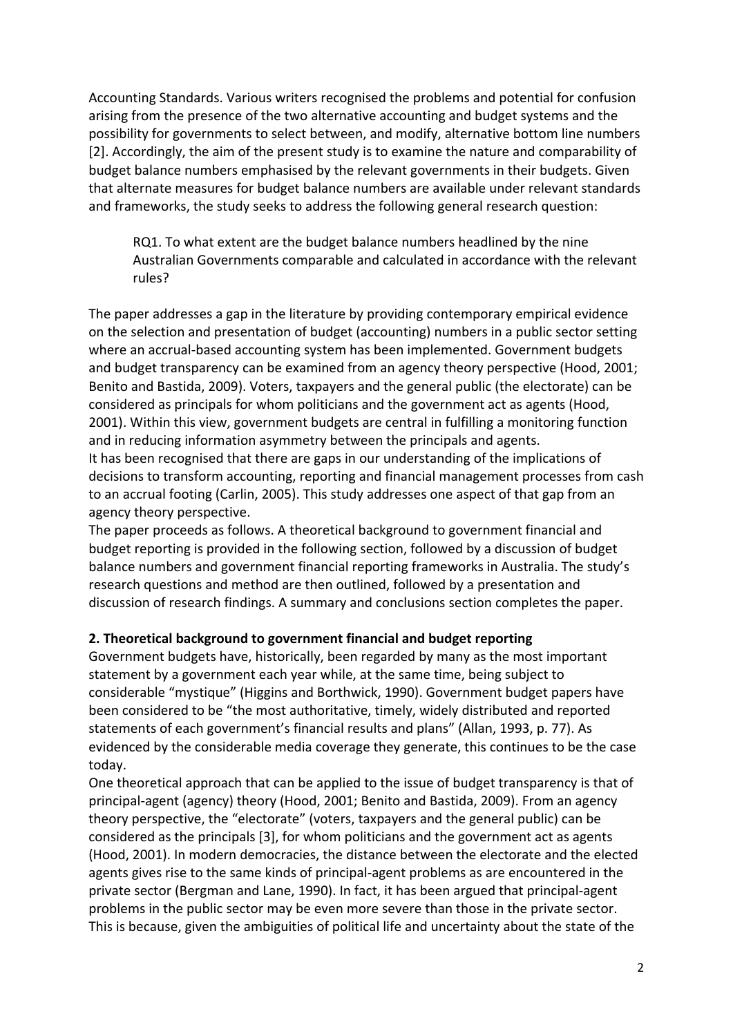Accounting Standards. Various writers recognised the problems and potential for confusion arising from the presence of the two alternative accounting and budget systems and the possibility for governments to select between, and modify, alternative bottom line numbers [2]. Accordingly, the aim of the present study is to examine the nature and comparability of budget balance numbers emphasised by the relevant governments in their budgets. Given that alternate measures for budget balance numbers are available under relevant standards and frameworks, the study seeks to address the following general research question:

> RQ1. To what extent are the budget balance numbers headlined by the nine Australian Governments comparable and calculated in accordance with the relevant rules?

The paper addresses a gap in the literature by providing contemporary empirical evidence on the selection and presentation of budget (accounting) numbers in a public sector setting where an accrual-based accounting system has been implemented. Government budgets and budget transparency can be examined from an agency theory perspective (Hood, 2001; Benito and Bastida, 2009). Voters, taxpayers and the general public (the electorate) can be considered as principals for whom politicians and the government act as agents (Hood, 2001). Within this view, government budgets are central in fulfilling a monitoring function and in reducing information asymmetry between the principals and agents.

It has been recognised that there are gaps in our understanding of the implications of decisions to transform accounting, reporting and financial management processes from cash to an accrual footing (Carlin, 2005). This study addresses one aspect of that gap from an agency theory perspective.

The paper proceeds as follows. A theoretical background to government financial and budget reporting is provided in the following section, followed by a discussion of budget balance numbers and government financial reporting frameworks in Australia. The study's research questions and method are then outlined, followed by a presentation and discussion of research findings. A summary and conclusions section completes the paper.

## 2. Theoretical background to government financial and budget reporting

Government budgets have, historically, been regarded by many as the most important statement by a government each year while, at the same time, being subject to considerable "mystique" (Higgins and Borthwick, 1990). Government budget papers have been considered to be "the most authoritative, timely, widely distributed and reported statements of each government's financial results and plans" (Allan, 1993, p. 77). As evidenced by the considerable media coverage they generate, this continues to be the case today.

One theoretical approach that can be applied to the issue of budget transparency is that of principal-agent (agency) theory (Hood, 2001; Benito and Bastida, 2009). From an agency theory perspective, the "electorate" (voters, taxpayers and the general public) can be considered as the principals [3], for whom politicians and the government act as agents (Hood, 2001). In modern democracies, the distance between the electorate and the elected agents gives rise to the same kinds of principal-agent problems as are encountered in the private sector (Bergman and Lane, 1990). In fact, it has been argued that principal-agent problems in the public sector may be even more severe than those in the private sector. This is because, given the ambiguities of political life and uncertainty about the state of the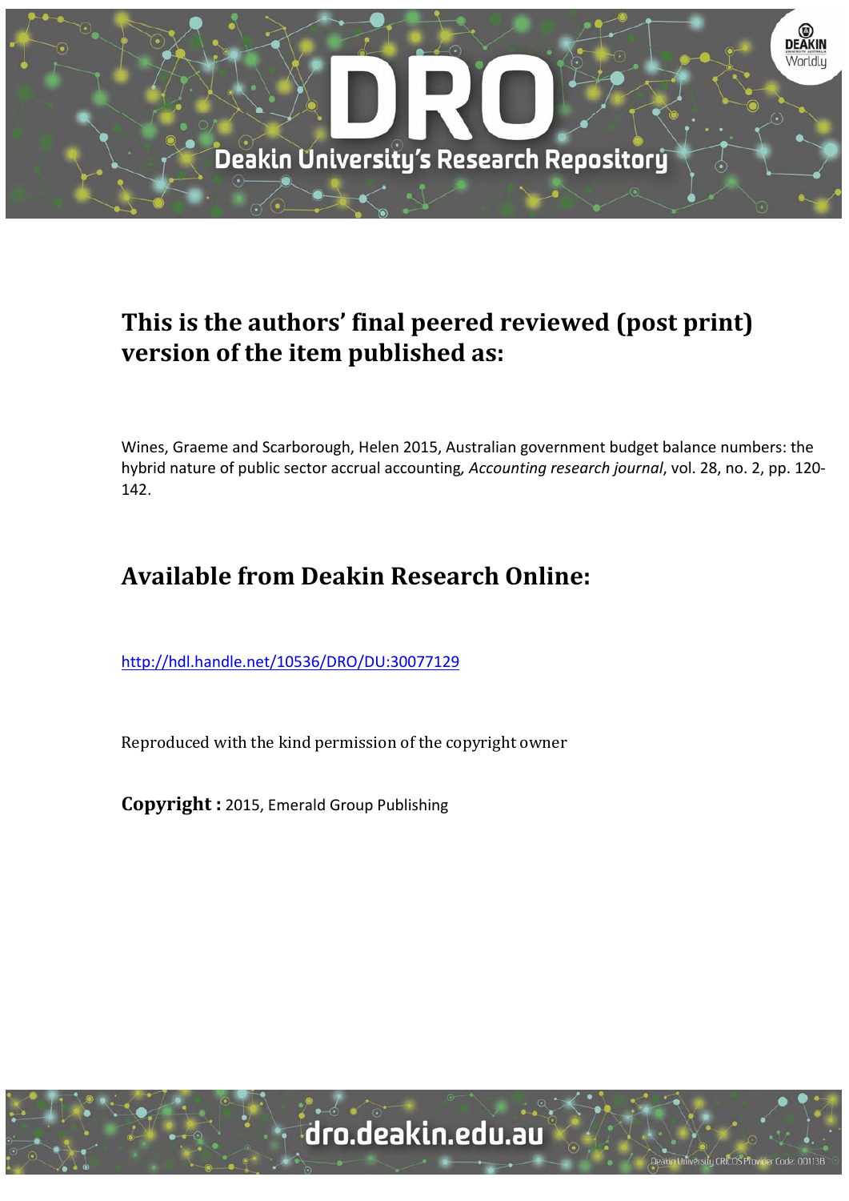# This is the authors' final peered reviewed (post print) version of the item published as:

Wines, Graeme and Scarborough, Helen 2015, Australian government budget balance numbers: the hybrid nature of public sector accrual accounting, *Accounting research journal*, vol. 28, no. 2, pp. 120-142.

# Available from Deakin Research Online:

http://hdl.handle.net/10536/DRO/DU:30077129

Reproduced with the kind permission of the copyright owner

**Copyright :** 2015, Emerald Group Publishing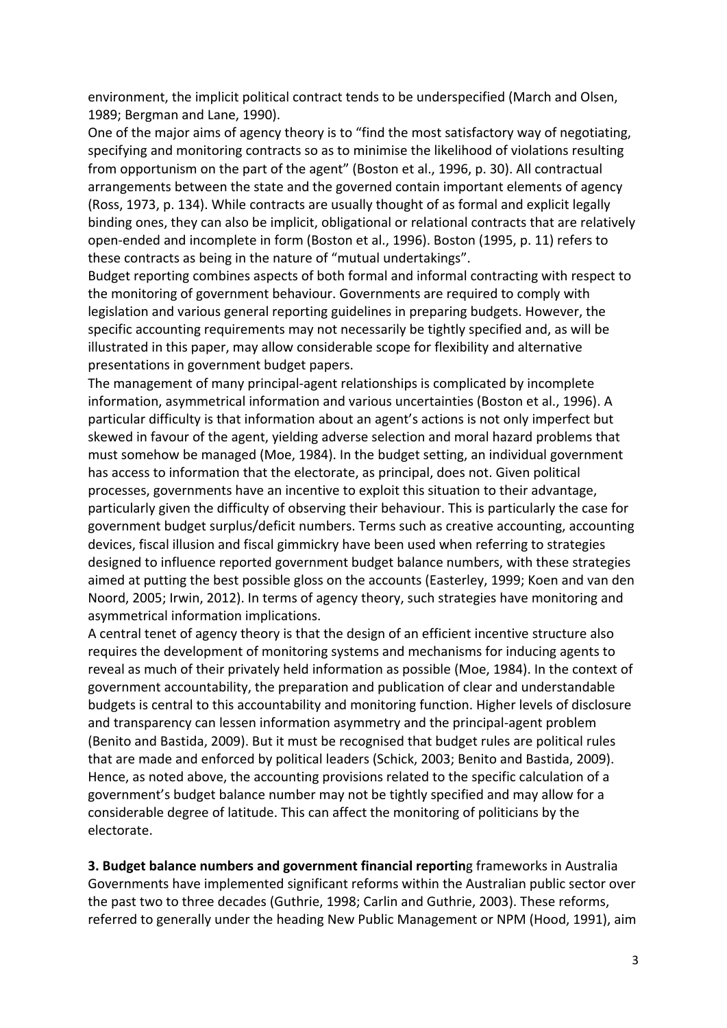environment, the implicit political contract tends to be underspecified (March and Olsen, 1989; Bergman and Lane, 1990).

One of the major aims of agency theory is to "find the most satisfactory way of negotiating, specifying and monitoring contracts so as to minimise the likelihood of violations resulting from opportunism on the part of the agent" (Boston et al., 1996, p. 30). All contractual arrangements between the state and the governed contain important elements of agency (Ross, 1973, p. 134). While contracts are usually thought of as formal and explicit legally binding ones, they can also be implicit, obligational or relational contracts that are relatively open-ended and incomplete in form (Boston et al., 1996). Boston (1995, p. 11) refers to these contracts as being in the nature of "mutual undertakings".

Budget reporting combines aspects of both formal and informal contracting with respect to the monitoring of government behaviour. Governments are required to comply with legislation and various general reporting guidelines in preparing budgets. However, the specific accounting requirements may not necessarily be tightly specified and, as will be illustrated in this paper, may allow considerable scope for flexibility and alternative presentations in government budget papers.

The management of many principal-agent relationships is complicated by incomplete information, asymmetrical information and various uncertainties (Boston et al., 1996). A particular difficulty is that information about an agent's actions is not only imperfect but skewed in favour of the agent, yielding adverse selection and moral hazard problems that must somehow be managed (Moe, 1984). In the budget setting, an individual government has access to information that the electorate, as principal, does not. Given political processes, governments have an incentive to exploit this situation to their advantage, particularly given the difficulty of observing their behaviour. This is particularly the case for government budget surplus/deficit numbers. Terms such as creative accounting, accounting devices, fiscal illusion and fiscal gimmickry have been used when referring to strategies designed to influence reported government budget balance numbers, with these strategies aimed at putting the best possible gloss on the accounts (Easterley, 1999; Koen and van den Noord, 2005; Irwin, 2012). In terms of agency theory, such strategies have monitoring and asymmetrical information implications.

A central tenet of agency theory is that the design of an efficient incentive structure also requires the development of monitoring systems and mechanisms for inducing agents to reveal as much of their privately held information as possible (Moe, 1984). In the context of government accountability, the preparation and publication of clear and understandable budgets is central to this accountability and monitoring function. Higher levels of disclosure and transparency can lessen information asymmetry and the principal-agent problem (Benito and Bastida, 2009). But it must be recognised that budget rules are political rules that are made and enforced by political leaders (Schick, 2003; Benito and Bastida, 2009). Hence, as noted above, the accounting provisions related to the specific calculation of a government's budget balance number may not be tightly specified and may allow for a considerable degree of latitude. This can affect the monitoring of politicians by the electorate.

## 3. Budget balance numbers and government financial reporting frameworks in Australia

Governments have implemented significant reforms within the Australian public sector over the past two to three decades (Guthrie, 1998; Carlin and Guthrie, 2003). These reforms, referred to generally under the heading New Public Management or NPM (Hood, 1991), aim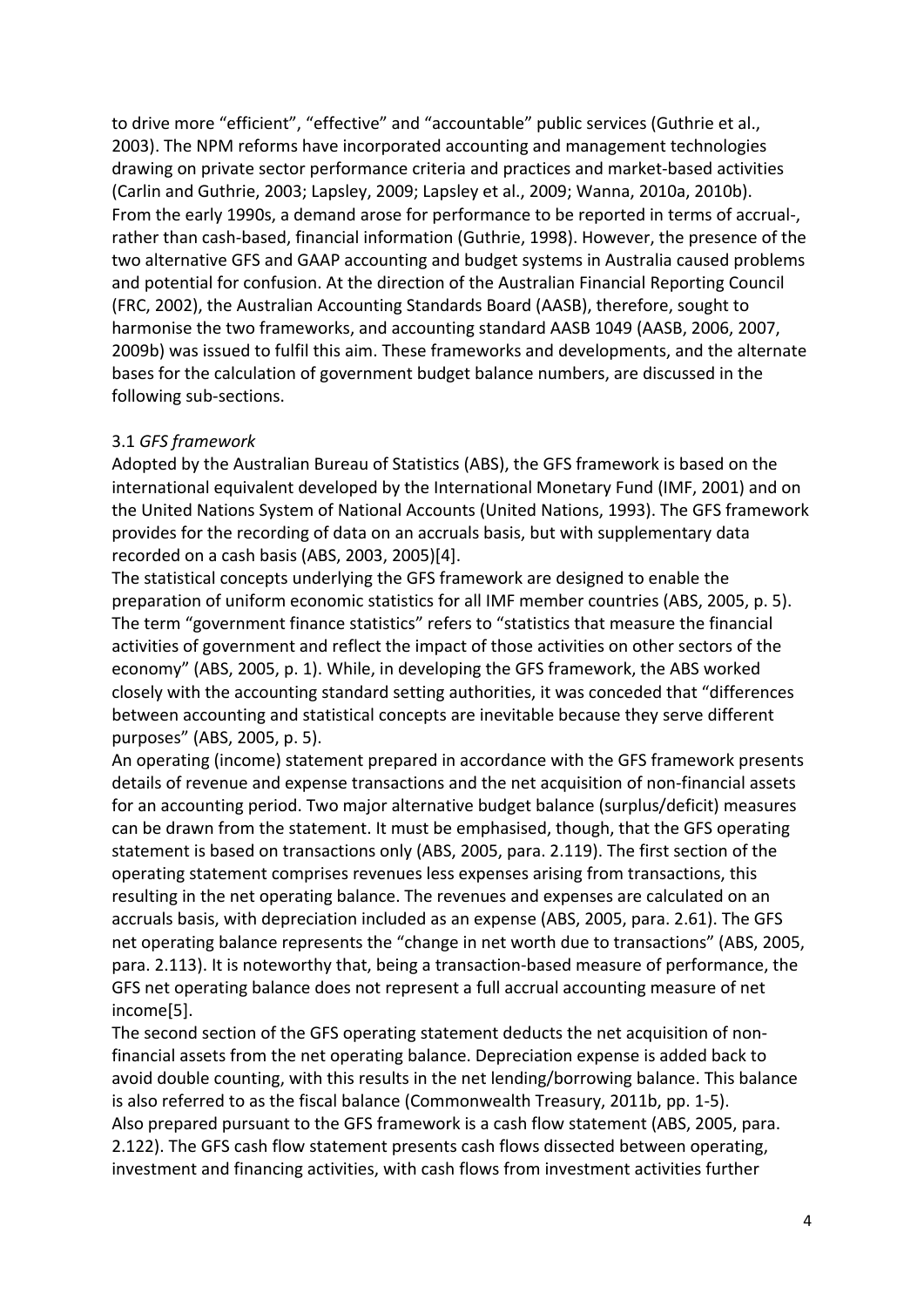to drive more "efficient", "effective" and "accountable" public services (Guthrie et al., 2003). The NPM reforms have incorporated accounting and management technologies drawing on private sector performance criteria and practices and market-based activities (Carlin and Guthrie, 2003; Lapsley, 2009; Lapsley et al., 2009; Wanna, 2010a, 2010b). From the early 1990s, a demand arose for performance to be reported in terms of accrual-, rather than cash-based, financial information (Guthrie, 1998). However, the presence of the two alternative GFS and GAAP accounting and budget systems in Australia caused problems and potential for confusion. At the direction of the Australian Financial Reporting Council (FRC, 2002), the Australian Accounting Standards Board (AASB), therefore, sought to harmonise the two frameworks, and accounting standard AASB 1049 (AASB, 2006, 2007, 2009b) was issued to fulfil this aim. These frameworks and developments, and the alternate bases for the calculation of government budget balance numbers, are discussed in the following sub-sections.

### 3.1 *GFS framework*

Adopted by the Australian Bureau of Statistics (ABS), the GFS framework is based on the international equivalent developed by the International Monetary Fund (IMF, 2001) and on the United Nations System of National Accounts (United Nations, 1993). The GFS framework provides for the recording of data on an accruals basis, but with supplementary data recorded on a cash basis (ABS, 2003, 2005)[4].

The statistical concepts underlying the GFS framework are designed to enable the preparation of uniform economic statistics for all IMF member countries (ABS, 2005, p. 5). The term "government finance statistics" refers to "statistics that measure the financial activities of government and reflect the impact of those activities on other sectors of the economy" (ABS, 2005, p. 1). While, in developing the GFS framework, the ABS worked closely with the accounting standard setting authorities, it was conceded that "differences between accounting and statistical concepts are inevitable because they serve different purposes" (ABS, 2005, p. 5).

An operating (income) statement prepared in accordance with the GFS framework presents details of revenue and expense transactions and the net acquisition of non-financial assets for an accounting period. Two major alternative budget balance (surplus/deficit) measures can be drawn from the statement. It must be emphasised, though, that the GFS operating statement is based on transactions only (ABS, 2005, para. 2.119). The first section of the operating statement comprises revenues less expenses arising from transactions, this resulting in the net operating balance. The revenues and expenses are calculated on an accruals basis, with depreciation included as an expense (ABS, 2005, para. 2.61). The GFS net operating balance represents the "change in net worth due to transactions" (ABS, 2005, para. 2.113). It is noteworthy that, being a transaction-based measure of performance, the GFS net operating balance does not represent a full accrual accounting measure of net income[5].

The second section of the GFS operating statement deducts the net acquisition of non-financial assets from the net operating balance. Depreciation expense is added back to avoid double counting, with this results in the net lending/borrowing balance. This balance is also referred to as the fiscal balance (Commonwealth Treasury, 2011b, pp. 1-5).

Also prepared pursuant to the GFS framework is a cash flow statement (ABS, 2005, para. 2.122). The GFS cash flow statement presents cash flows dissected between operating, investment and financing activities, with cash flows from investment activities further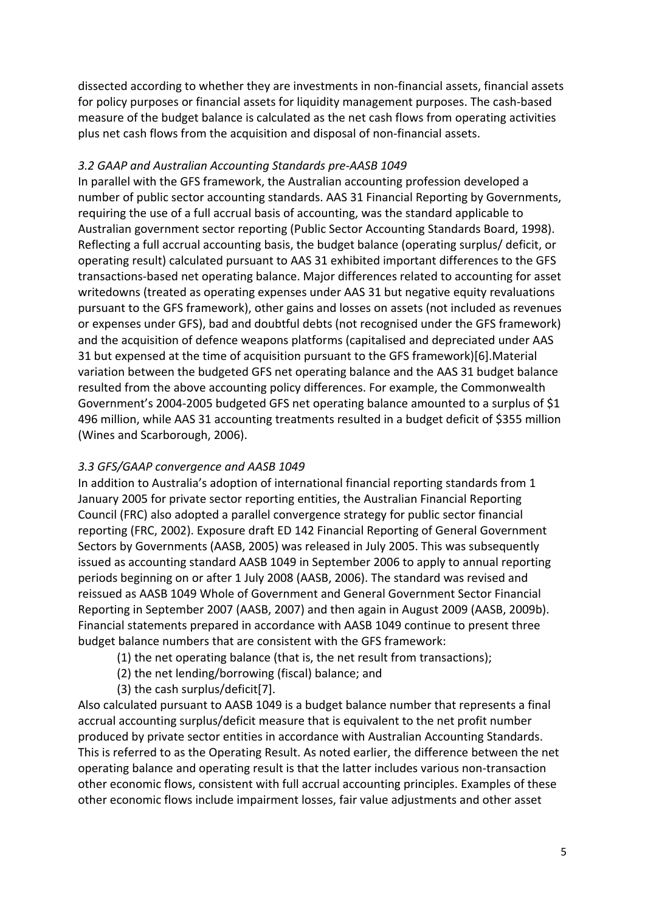dissected according to whether they are investments in non-financial assets, financial assets for policy purposes or financial assets for liquidity management purposes. The cash-based measure of the budget balance is calculated as the net cash flows from operating activities plus net cash flows from the acquisition and disposal of non-financial assets.

### *3.2 GAAP and Australian Accounting Standards pre-AASB 1049*

In parallel with the GFS framework, the Australian accounting profession developed a number of public sector accounting standards. AAS 31 Financial Reporting by Governments, requiring the use of a full accrual basis of accounting, was the standard applicable to Australian government sector reporting (Public Sector Accounting Standards Board, 1998). Reflecting a full accrual accounting basis, the budget balance (operating surplus/ deficit, or operating result) calculated pursuant to AAS 31 exhibited important differences to the GFS transactions-based net operating balance. Major differences related to accounting for asset writedowns (treated as operating expenses under AAS 31 but negative equity revaluations pursuant to the GFS framework), other gains and losses on assets (not included as revenues or expenses under GFS), bad and doubtful debts (not recognised under the GFS framework) and the acquisition of defence weapons platforms (capitalised and depreciated under AAS 31 but expensed at the time of acquisition pursuant to the GFS framework)[6].Material variation between the budgeted GFS net operating balance and the AAS 31 budget balance resulted from the above accounting policy differences. For example, the Commonwealth Government's 2004-2005 budgeted GFS net operating balance amounted to a surplus of $1 496 million, while AAS 31 accounting treatments resulted in a budget deficit of $355 million (Wines and Scarborough, 2006).

### *3.3 GFS/GAAP convergence and AASB 1049*

In addition to Australia's adoption of international financial reporting standards from 1 January 2005 for private sector reporting entities, the Australian Financial Reporting Council (FRC) also adopted a parallel convergence strategy for public sector financial reporting (FRC, 2002). Exposure draft ED 142 Financial Reporting of General Government Sectors by Governments (AASB, 2005) was released in July 2005. This was subsequently issued as accounting standard AASB 1049 in September 2006 to apply to annual reporting periods beginning on or after 1 July 2008 (AASB, 2006). The standard was revised and reissued as AASB 1049 Whole of Government and General Government Sector Financial Reporting in September 2007 (AASB, 2007) and then again in August 2009 (AASB, 2009b). Financial statements prepared in accordance with AASB 1049 continue to present three budget balance numbers that are consistent with the GFS framework:

(1) the net operating balance (that is, the net result from transactions);
(2) the net lending/borrowing (fiscal) balance; and
(3) the cash surplus/deficit[7].

Also calculated pursuant to AASB 1049 is a budget balance number that represents a final accrual accounting surplus/deficit measure that is equivalent to the net profit number produced by private sector entities in accordance with Australian Accounting Standards. This is referred to as the Operating Result. As noted earlier, the difference between the net operating balance and operating result is that the latter includes various non-transaction other economic flows, consistent with full accrual accounting principles. Examples of these other economic flows include impairment losses, fair value adjustments and other asset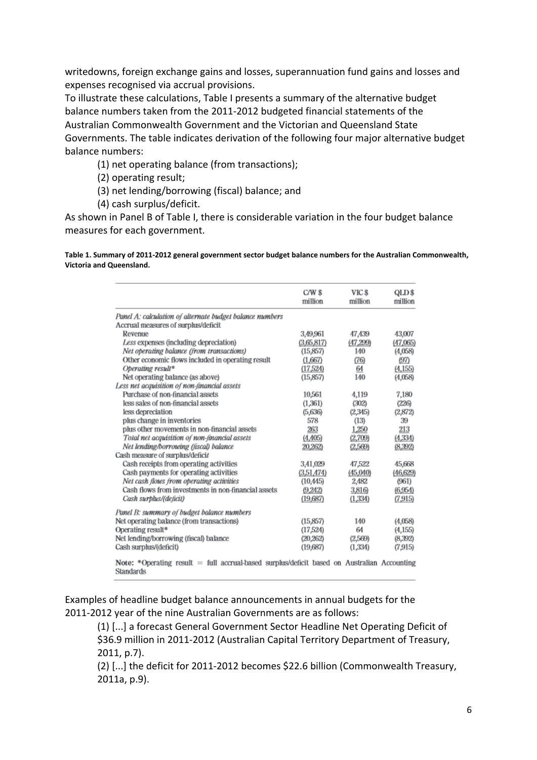writedowns, foreign exchange gains and losses, superannuation fund gains and losses and expenses recognised via accrual provisions.

To illustrate these calculations, Table I presents a summary of the alternative budget balance numbers taken from the 2011-2012 budgeted financial statements of the Australian Commonwealth Government and the Victorian and Queensland State Governments. The table indicates derivation of the following four major alternative budget balance numbers:

(1) net operating balance (from transactions);
(2) operating result;
(3) net lending/borrowing (fiscal) balance; and
(4) cash surplus/deficit.

As shown in Panel B of Table I, there is considerable variation in the four budget balance measures for each government.

**Table 1. Summary of 2011-2012 general government sector budget balance numbers for the Australian Commonwealth, Victoria and Queensland.**

| | C/W $ million | VIC $ million | QLD $ million |
|---|---|---|---|
| *Panel A: calculation of alternate budget balance numbers* | | | |
| Accrual measures of surplus/deficit | | | |
| Revenue | 3,49,961 | 47,439 | 43,007 |
| *Less* expenses (including depreciation) | (3,65,817) | (47,299) | (47,065) |
| *Net operating balance (from transactions)* | (15,857) | 140 | (4,058) |
| Other economic flows included in operating result | (1,667) | (76) | (97) |
| *Operating result** | (17,524) | 64 | (4,155) |
| Net operating balance (as above) | (15,857) | 140 | (4,058) |
| *Less net acquisition of non-financial assets* | | | |
| Purchase of non-financial assets | 10,561 | 4,119 | 7,180 |
| less sales of non-financial assets | (1,361) | (302) | (226) |
| less depreciation | (5,636) | (2,345) | (2,872) |
| plus change in inventories | 578 | (13) | 39 |
| plus other movements in non-financial assets | 263 | 1,250 | 213 |
| *Total net acquisition of non-financial assets* | (4,405) | (2,709) | (4,334) |
| *Net lending/borrowing (fiscal) balance* | 20,262) | (2,569) | (8,392) |
| Cash measure of surplus/deficit | | | |
| Cash receipts from operating activities | 3,41,029 | 47,522 | 45,668 |
| Cash payments for operating activities | (3,51,474) | (45,040) | (46,629) |
| *Net cash flows from operating activities* | (10,445) | 2,482 | (961) |
| Cash flows from investments in non-financial assets | (9,242) | 3,816) | (6,954) |
| *Cash surplus/(deficit)* | (19,687) | (1,334) | (7,915) |
| *Panel B: summary of budget balance numbers* | | | |
| Net operating balance (from transactions) | (15,857) | 140 | (4,058) |
| Operating result* | (17,524) | 64 | (4,155) |
| Net lending/borrowing (fiscal) balance | (20,262) | (2,569) | (8,392) |
| Cash surplus/(deficit) | (19,687) | (1,334) | (7,915) |

**Note:** *Operating result = full accrual-based surplus/deficit based on Australian Accounting Standards

Examples of headline budget balance announcements in annual budgets for the 2011-2012 year of the nine Australian Governments are as follows:

(1) [...] a forecast General Government Sector Headline Net Operating Deficit of $36.9 million in 2011-2012 (Australian Capital Territory Department of Treasury, 2011, p.7).

(2) [...] the deficit for 2011-2012 becomes $22.6 billion (Commonwealth Treasury, 2011a, p.9).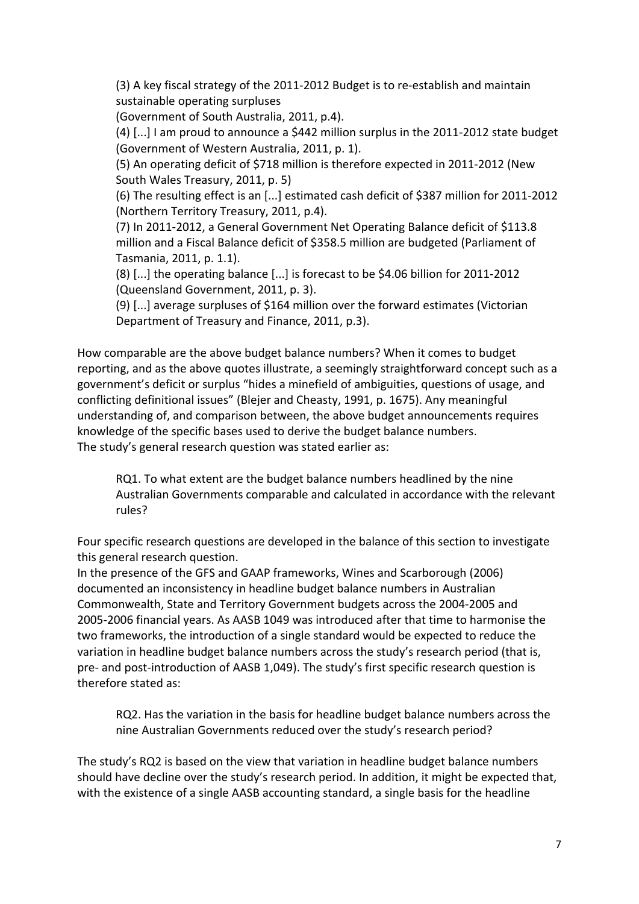(3) A key fiscal strategy of the 2011-2012 Budget is to re-establish and maintain sustainable operating surpluses
(Government of South Australia, 2011, p.4).

(4) [...] I am proud to announce a $442 million surplus in the 2011-2012 state budget (Government of Western Australia, 2011, p. 1).

(5) An operating deficit of $718 million is therefore expected in 2011-2012 (New South Wales Treasury, 2011, p. 5)

(6) The resulting effect is an [...] estimated cash deficit of $387 million for 2011-2012 (Northern Territory Treasury, 2011, p.4).

(7) In 2011-2012, a General Government Net Operating Balance deficit of $113.8 million and a Fiscal Balance deficit of $358.5 million are budgeted (Parliament of Tasmania, 2011, p. 1.1).

(8) [...] the operating balance [...] is forecast to be $4.06 billion for 2011-2012 (Queensland Government, 2011, p. 3).

(9) [...] average surpluses of $164 million over the forward estimates (Victorian Department of Treasury and Finance, 2011, p.3).

How comparable are the above budget balance numbers? When it comes to budget reporting, and as the above quotes illustrate, a seemingly straightforward concept such as a government's deficit or surplus "hides a minefield of ambiguities, questions of usage, and conflicting definitional issues" (Blejer and Cheasty, 1991, p. 1675). Any meaningful understanding of, and comparison between, the above budget announcements requires knowledge of the specific bases used to derive the budget balance numbers.
The study's general research question was stated earlier as:

> RQ1. To what extent are the budget balance numbers headlined by the nine Australian Governments comparable and calculated in accordance with the relevant rules?

Four specific research questions are developed in the balance of this section to investigate this general research question.
In the presence of the GFS and GAAP frameworks, Wines and Scarborough (2006) documented an inconsistency in headline budget balance numbers in Australian Commonwealth, State and Territory Government budgets across the 2004-2005 and 2005-2006 financial years. As AASB 1049 was introduced after that time to harmonise the two frameworks, the introduction of a single standard would be expected to reduce the variation in headline budget balance numbers across the study's research period (that is, pre- and post-introduction of AASB 1,049). The study's first specific research question is therefore stated as:

> RQ2. Has the variation in the basis for headline budget balance numbers across the nine Australian Governments reduced over the study's research period?

The study's RQ2 is based on the view that variation in headline budget balance numbers should have decline over the study's research period. In addition, it might be expected that, with the existence of a single AASB accounting standard, a single basis for the headline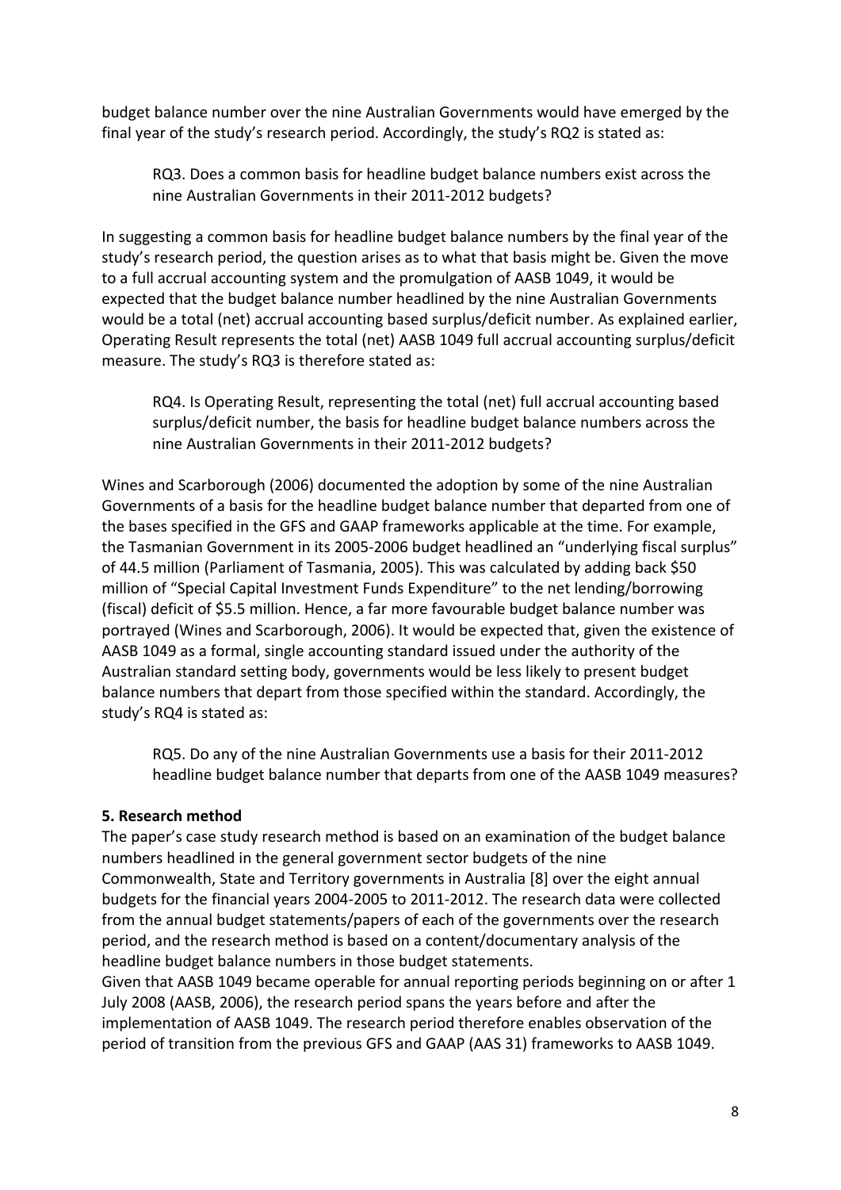budget balance number over the nine Australian Governments would have emerged by the final year of the study's research period. Accordingly, the study's RQ2 is stated as:

> RQ3. Does a common basis for headline budget balance numbers exist across the nine Australian Governments in their 2011-2012 budgets?

In suggesting a common basis for headline budget balance numbers by the final year of the study's research period, the question arises as to what that basis might be. Given the move to a full accrual accounting system and the promulgation of AASB 1049, it would be expected that the budget balance number headlined by the nine Australian Governments would be a total (net) accrual accounting based surplus/deficit number. As explained earlier, Operating Result represents the total (net) AASB 1049 full accrual accounting surplus/deficit measure. The study's RQ3 is therefore stated as:

> RQ4. Is Operating Result, representing the total (net) full accrual accounting based surplus/deficit number, the basis for headline budget balance numbers across the nine Australian Governments in their 2011-2012 budgets?

Wines and Scarborough (2006) documented the adoption by some of the nine Australian Governments of a basis for the headline budget balance number that departed from one of the bases specified in the GFS and GAAP frameworks applicable at the time. For example, the Tasmanian Government in its 2005-2006 budget headlined an "underlying fiscal surplus" of 44.5 million (Parliament of Tasmania, 2005). This was calculated by adding back $50 million of "Special Capital Investment Funds Expenditure" to the net lending/borrowing (fiscal) deficit of $5.5 million. Hence, a far more favourable budget balance number was portrayed (Wines and Scarborough, 2006). It would be expected that, given the existence of AASB 1049 as a formal, single accounting standard issued under the authority of the Australian standard setting body, governments would be less likely to present budget balance numbers that depart from those specified within the standard. Accordingly, the study's RQ4 is stated as:

> RQ5. Do any of the nine Australian Governments use a basis for their 2011-2012 headline budget balance number that departs from one of the AASB 1049 measures?

**5. Research method**

The paper's case study research method is based on an examination of the budget balance numbers headlined in the general government sector budgets of the nine Commonwealth, State and Territory governments in Australia [8] over the eight annual budgets for the financial years 2004-2005 to 2011-2012. The research data were collected from the annual budget statements/papers of each of the governments over the research period, and the research method is based on a content/documentary analysis of the headline budget balance numbers in those budget statements.

Given that AASB 1049 became operable for annual reporting periods beginning on or after 1 July 2008 (AASB, 2006), the research period spans the years before and after the implementation of AASB 1049. The research period therefore enables observation of the period of transition from the previous GFS and GAAP (AAS 31) frameworks to AASB 1049.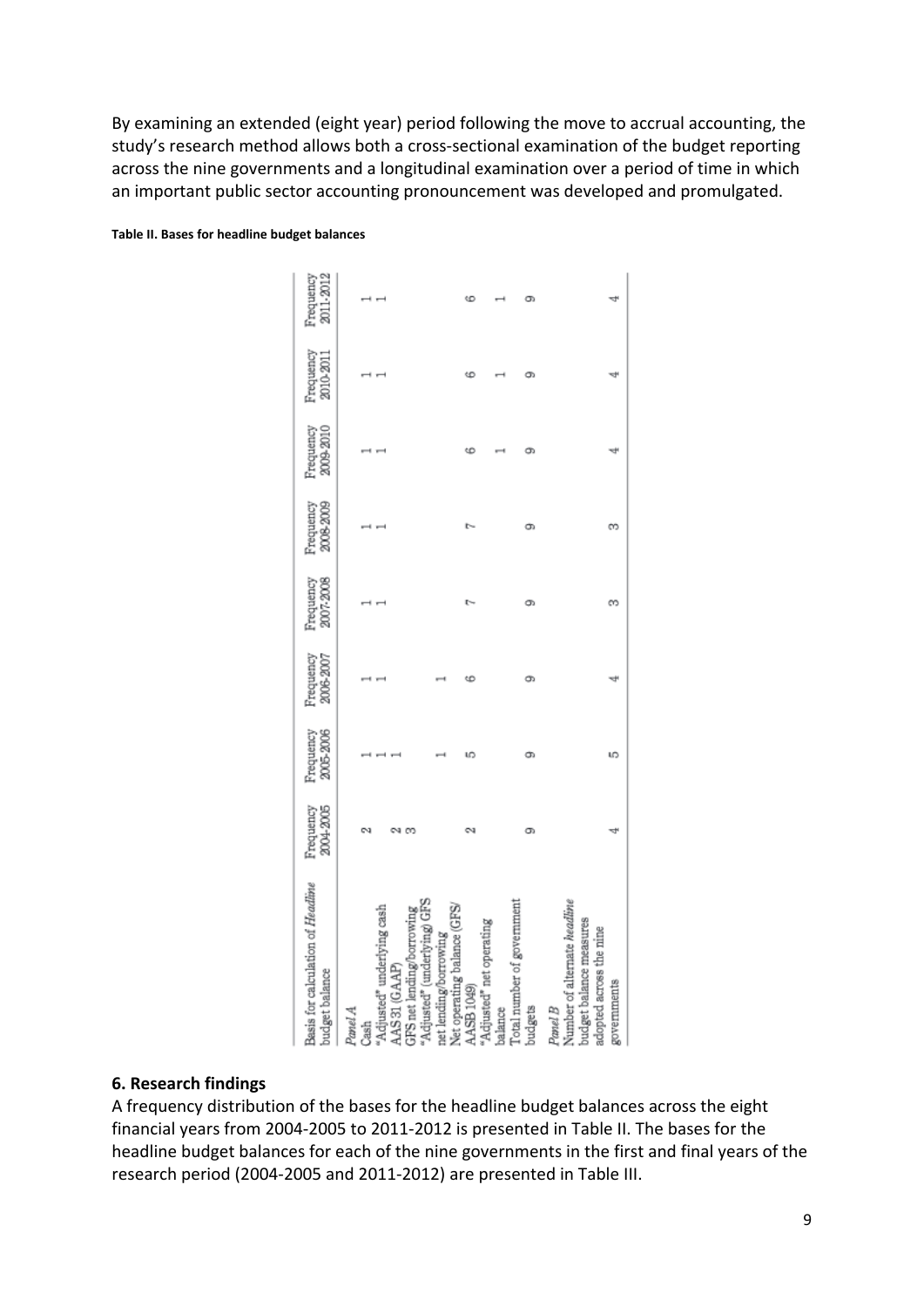By examining an extended (eight year) period following the move to accrual accounting, the study's research method allows both a cross-sectional examination of the budget reporting across the nine governments and a longitudinal examination over a period of time in which an important public sector accounting pronouncement was developed and promulgated.

**Table II. Bases for headline budget balances**

| Basis for calculation of *Headline* budget balance | Frequency 2004-2005 | Frequency 2005-2006 | Frequency 2006-2007 | Frequency 2007-2008 | Frequency 2008-2009 | Frequency 2009-2010 | Frequency 2010-2011 | Frequency 2011-2012 |
|---|---|---|---|---|---|---|---|---|
| *Panel A* | | | | | | | | |
| Cash | 2 | 1 | 1 | 1 | 1 | 1 | 1 | 1 |
| "Adjusted" underlying cash | | 1 | 1 | 1 | 1 | 1 | 1 | 1 |
| AAS 31 (GAAP) | 2 | 1 | | | | | | |
| GFS net lending/borrowing | 3 | | | | | | | |
| "Adjusted" (underlying) GFS net lending/borrowing | | 1 | 1 | | | | | |
| Net operating balance (GFS/AASB 1049) | 2 | 5 | 6 | 7 | 7 | 6 | 6 | 6 |
| "Adjusted" net operating balance | | | | | | 1 | 1 | 1 |
| Total number of government budgets | 9 | 9 | 9 | 9 | 9 | 9 | 9 | 9 |
| *Panel B* | | | | | | | | |
| Number of alternate *headline* budget balance measures adopted across the nine governments | 4 | 5 | 4 | 3 | 3 | 4 | 4 | 4 |

## 6. Research findings

A frequency distribution of the bases for the headline budget balances across the eight financial years from 2004-2005 to 2011-2012 is presented in Table II. The bases for the headline budget balances for each of the nine governments in the first and final years of the research period (2004-2005 and 2011-2012) are presented in Table III.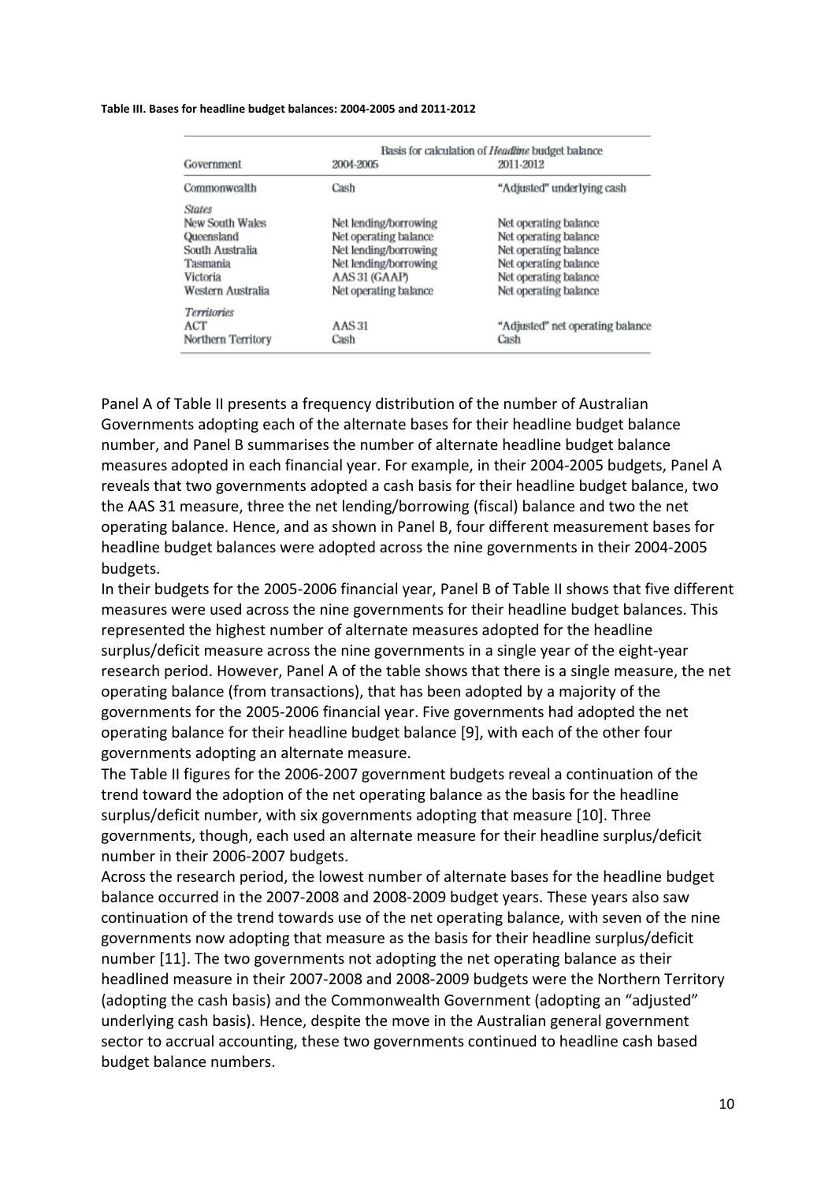**Table III. Bases for headline budget balances: 2004-2005 and 2011-2012**

| Government | Basis for calculation of *Headline* budget balance | |
|---|---|---|
| | 2004-2005 | 2011-2012 |
| Commonwealth | Cash | "Adjusted" underlying cash |
| *States* | | |
| New South Wales | Net lending/borrowing | Net operating balance |
| Queensland | Net operating balance | Net operating balance |
| South Australia | Net lending/borrowing | Net operating balance |
| Tasmania | Net lending/borrowing | Net operating balance |
| Victoria | AAS 31 (GAAP) | Net operating balance |
| Western Australia | Net operating balance | Net operating balance |
| *Territories* | | |
| ACT | AAS 31 | "Adjusted" net operating balance |
| Northern Territory | Cash | Cash |

Panel A of Table II presents a frequency distribution of the number of Australian Governments adopting each of the alternate bases for their headline budget balance number, and Panel B summarises the number of alternate headline budget balance measures adopted in each financial year. For example, in their 2004-2005 budgets, Panel A reveals that two governments adopted a cash basis for their headline budget balance, two the AAS 31 measure, three the net lending/borrowing (fiscal) balance and two the net operating balance. Hence, and as shown in Panel B, four different measurement bases for headline budget balances were adopted across the nine governments in their 2004-2005 budgets.

In their budgets for the 2005-2006 financial year, Panel B of Table II shows that five different measures were used across the nine governments for their headline budget balances. This represented the highest number of alternate measures adopted for the headline surplus/deficit measure across the nine governments in a single year of the eight-year research period. However, Panel A of the table shows that there is a single measure, the net operating balance (from transactions), that has been adopted by a majority of the governments for the 2005-2006 financial year. Five governments had adopted the net operating balance for their headline budget balance [9], with each of the other four governments adopting an alternate measure.

The Table II figures for the 2006-2007 government budgets reveal a continuation of the trend toward the adoption of the net operating balance as the basis for the headline surplus/deficit number, with six governments adopting that measure [10]. Three governments, though, each used an alternate measure for their headline surplus/deficit number in their 2006-2007 budgets.

Across the research period, the lowest number of alternate bases for the headline budget balance occurred in the 2007-2008 and 2008-2009 budget years. These years also saw continuation of the trend towards use of the net operating balance, with seven of the nine governments now adopting that measure as the basis for their headline surplus/deficit number [11]. The two governments not adopting the net operating balance as their headlined measure in their 2007-2008 and 2008-2009 budgets were the Northern Territory (adopting the cash basis) and the Commonwealth Government (adopting an "adjusted" underlying cash basis). Hence, despite the move in the Australian general government sector to accrual accounting, these two governments continued to headline cash based budget balance numbers.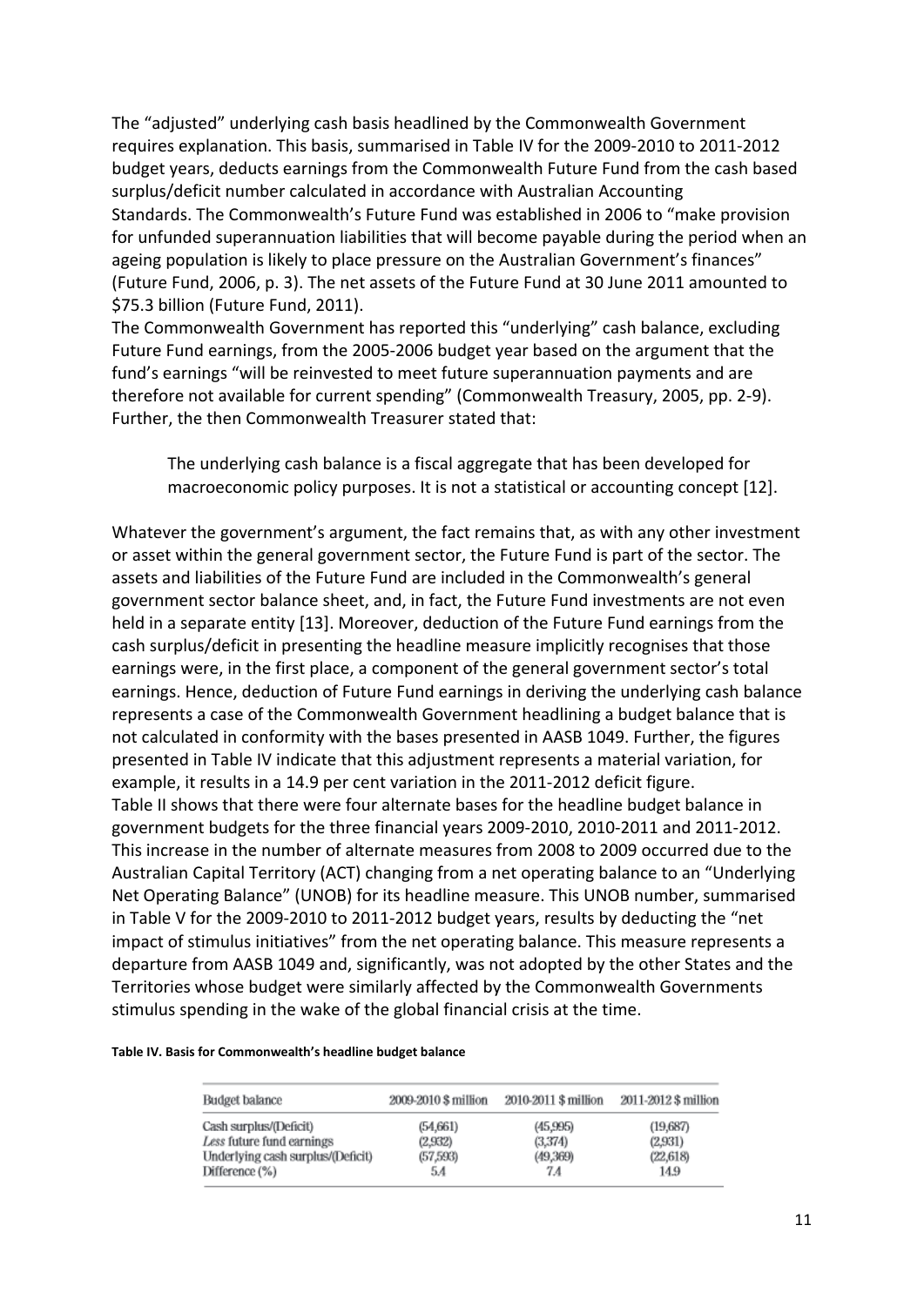The "adjusted" underlying cash basis headlined by the Commonwealth Government requires explanation. This basis, summarised in Table IV for the 2009-2010 to 2011-2012 budget years, deducts earnings from the Commonwealth Future Fund from the cash based surplus/deficit number calculated in accordance with Australian Accounting Standards. The Commonwealth's Future Fund was established in 2006 to "make provision for unfunded superannuation liabilities that will become payable during the period when an ageing population is likely to place pressure on the Australian Government's finances" (Future Fund, 2006, p. 3). The net assets of the Future Fund at 30 June 2011 amounted to $75.3 billion (Future Fund, 2011).

The Commonwealth Government has reported this "underlying" cash balance, excluding Future Fund earnings, from the 2005-2006 budget year based on the argument that the fund's earnings "will be reinvested to meet future superannuation payments and are therefore not available for current spending" (Commonwealth Treasury, 2005, pp. 2-9). Further, the then Commonwealth Treasurer stated that:

> The underlying cash balance is a fiscal aggregate that has been developed for macroeconomic policy purposes. It is not a statistical or accounting concept [12].

Whatever the government's argument, the fact remains that, as with any other investment or asset within the general government sector, the Future Fund is part of the sector. The assets and liabilities of the Future Fund are included in the Commonwealth's general government sector balance sheet, and, in fact, the Future Fund investments are not even held in a separate entity [13]. Moreover, deduction of the Future Fund earnings from the cash surplus/deficit in presenting the headline measure implicitly recognises that those earnings were, in the first place, a component of the general government sector's total earnings. Hence, deduction of Future Fund earnings in deriving the underlying cash balance represents a case of the Commonwealth Government headlining a budget balance that is not calculated in conformity with the bases presented in AASB 1049. Further, the figures presented in Table IV indicate that this adjustment represents a material variation, for example, it results in a 14.9 per cent variation in the 2011-2012 deficit figure.

Table II shows that there were four alternate bases for the headline budget balance in government budgets for the three financial years 2009-2010, 2010-2011 and 2011-2012. This increase in the number of alternate measures from 2008 to 2009 occurred due to the Australian Capital Territory (ACT) changing from a net operating balance to an "Underlying Net Operating Balance" (UNOB) for its headline measure. This UNOB number, summarised in Table V for the 2009-2010 to 2011-2012 budget years, results by deducting the "net impact of stimulus initiatives" from the net operating balance. This measure represents a departure from AASB 1049 and, significantly, was not adopted by the other States and the Territories whose budget were similarly affected by the Commonwealth Governments stimulus spending in the wake of the global financial crisis at the time.

**Table IV. Basis for Commonwealth's headline budget balance**

| Budget balance | 2009-2010 $ million | 2010-2011 $ million | 2011-2012 $ million |
|---|---|---|---|
| Cash surplus/(Deficit) | (54,661) | (45,995) | (19,687) |
| *Less* future fund earnings | (2,932) | (3,374) | (2,931) |
| Underlying cash surplus/(Deficit) | (57,593) | (49,369) | (22,618) |
| Difference (%) | 5.4 | 7.4 | 14.9 |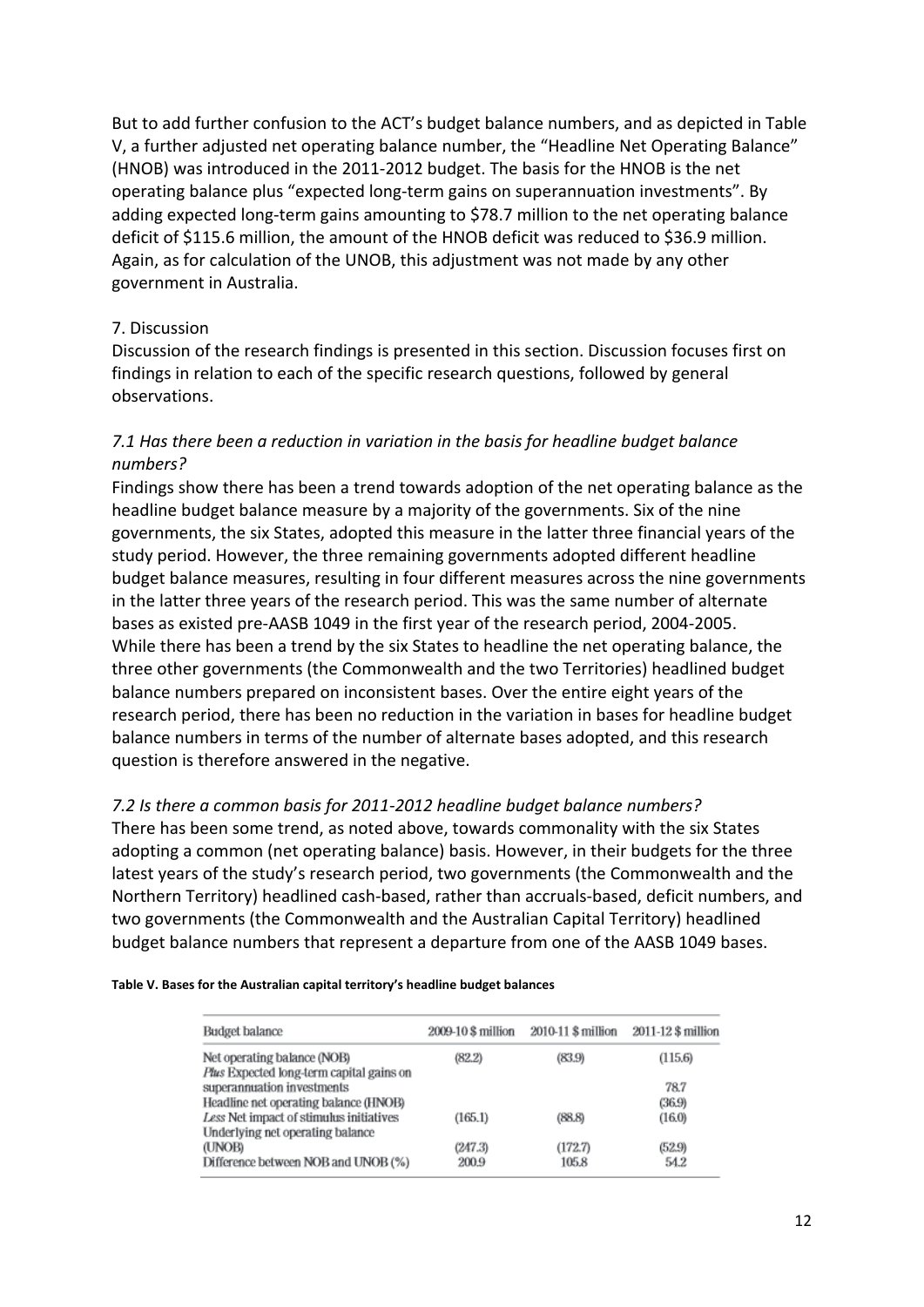But to add further confusion to the ACT's budget balance numbers, and as depicted in Table V, a further adjusted net operating balance number, the "Headline Net Operating Balance" (HNOB) was introduced in the 2011-2012 budget. The basis for the HNOB is the net operating balance plus "expected long-term gains on superannuation investments". By adding expected long-term gains amounting to $78.7 million to the net operating balance deficit of $115.6 million, the amount of the HNOB deficit was reduced to $36.9 million. Again, as for calculation of the UNOB, this adjustment was not made by any other government in Australia.

## 7. Discussion

Discussion of the research findings is presented in this section. Discussion focuses first on findings in relation to each of the specific research questions, followed by general observations.

### *7.1 Has there been a reduction in variation in the basis for headline budget balance numbers?*

Findings show there has been a trend towards adoption of the net operating balance as the headline budget balance measure by a majority of the governments. Six of the nine governments, the six States, adopted this measure in the latter three financial years of the study period. However, the three remaining governments adopted different headline budget balance measures, resulting in four different measures across the nine governments in the latter three years of the research period. This was the same number of alternate bases as existed pre-AASB 1049 in the first year of the research period, 2004-2005. While there has been a trend by the six States to headline the net operating balance, the three other governments (the Commonwealth and the two Territories) headlined budget balance numbers prepared on inconsistent bases. Over the entire eight years of the research period, there has been no reduction in the variation in bases for headline budget balance numbers in terms of the number of alternate bases adopted, and this research question is therefore answered in the negative.

### *7.2 Is there a common basis for 2011-2012 headline budget balance numbers?*

There has been some trend, as noted above, towards commonality with the six States adopting a common (net operating balance) basis. However, in their budgets for the three latest years of the study's research period, two governments (the Commonwealth and the Northern Territory) headlined cash-based, rather than accruals-based, deficit numbers, and two governments (the Commonwealth and the Australian Capital Territory) headlined budget balance numbers that represent a departure from one of the AASB 1049 bases.

**Table V. Bases for the Australian capital territory's headline budget balances**

| Budget balance | 2009-10 $ million | 2010-11 $ million | 2011-12 $ million |
|---|---|---|---|
| Net operating balance (NOB) | (82.2) | (83.9) | (115.6) |
| *Plus* Expected long-term capital gains on superannuation investments | | | 78.7 |
| Headline net operating balance (HNOB) | | | (36.9) |
| *Less* Net impact of stimulus initiatives | (165.1) | (88.8) | (16.0) |
| Underlying net operating balance (UNOB) | (247.3) | (172.7) | (52.9) |
| Difference between NOB and UNOB (%) | 200.9 | 105.8 | 54.2 |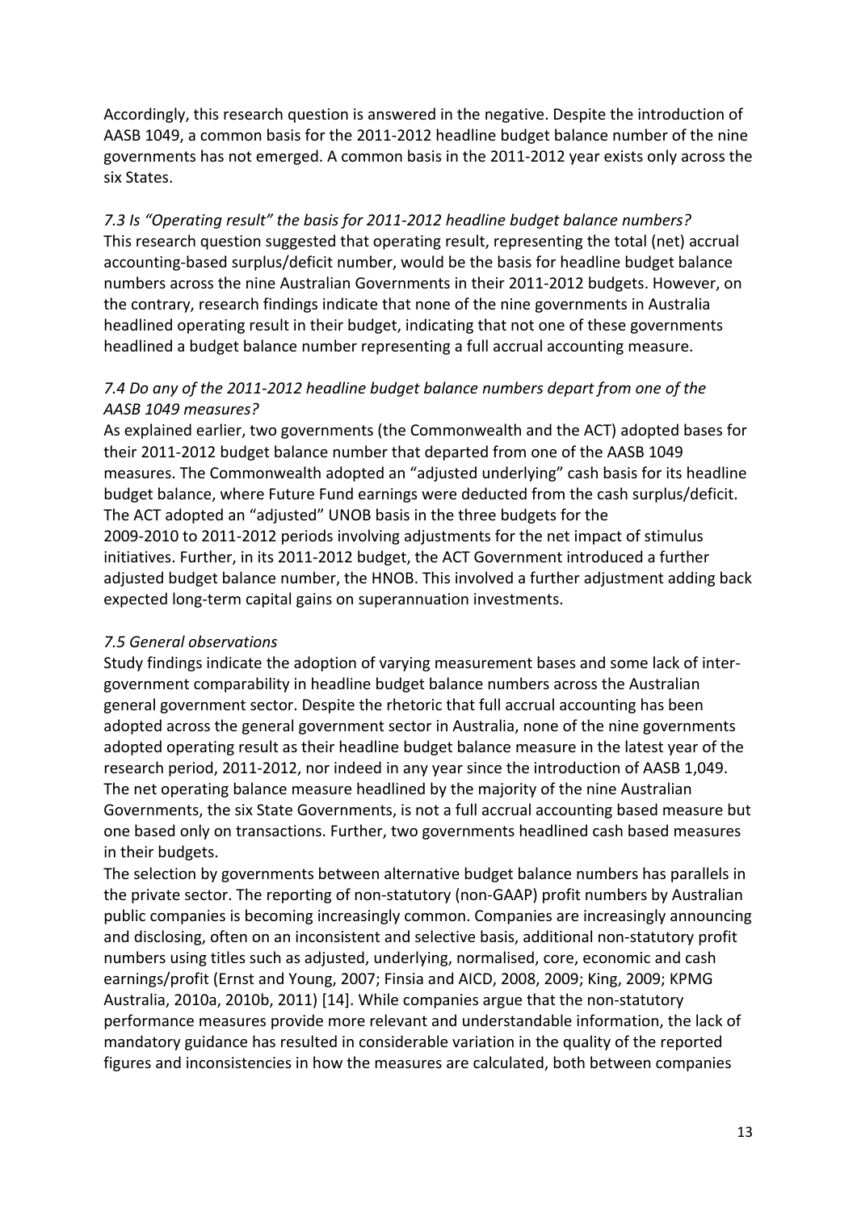Accordingly, this research question is answered in the negative. Despite the introduction of AASB 1049, a common basis for the 2011-2012 headline budget balance number of the nine governments has not emerged. A common basis in the 2011-2012 year exists only across the six States.

### *7.3 Is "Operating result" the basis for 2011-2012 headline budget balance numbers?*

This research question suggested that operating result, representing the total (net) accrual accounting-based surplus/deficit number, would be the basis for headline budget balance numbers across the nine Australian Governments in their 2011-2012 budgets. However, on the contrary, research findings indicate that none of the nine governments in Australia headlined operating result in their budget, indicating that not one of these governments headlined a budget balance number representing a full accrual accounting measure.

### *7.4 Do any of the 2011-2012 headline budget balance numbers depart from one of the AASB 1049 measures?*

As explained earlier, two governments (the Commonwealth and the ACT) adopted bases for their 2011-2012 budget balance number that departed from one of the AASB 1049 measures. The Commonwealth adopted an "adjusted underlying" cash basis for its headline budget balance, where Future Fund earnings were deducted from the cash surplus/deficit. The ACT adopted an "adjusted" UNOB basis in the three budgets for the 2009-2010 to 2011-2012 periods involving adjustments for the net impact of stimulus initiatives. Further, in its 2011-2012 budget, the ACT Government introduced a further adjusted budget balance number, the HNOB. This involved a further adjustment adding back expected long-term capital gains on superannuation investments.

### *7.5 General observations*

Study findings indicate the adoption of varying measurement bases and some lack of inter-government comparability in headline budget balance numbers across the Australian general government sector. Despite the rhetoric that full accrual accounting has been adopted across the general government sector in Australia, none of the nine governments adopted operating result as their headline budget balance measure in the latest year of the research period, 2011-2012, nor indeed in any year since the introduction of AASB 1,049. The net operating balance measure headlined by the majority of the nine Australian Governments, the six State Governments, is not a full accrual accounting based measure but one based only on transactions. Further, two governments headlined cash based measures in their budgets.

The selection by governments between alternative budget balance numbers has parallels in the private sector. The reporting of non-statutory (non-GAAP) profit numbers by Australian public companies is becoming increasingly common. Companies are increasingly announcing and disclosing, often on an inconsistent and selective basis, additional non-statutory profit numbers using titles such as adjusted, underlying, normalised, core, economic and cash earnings/profit (Ernst and Young, 2007; Finsia and AICD, 2008, 2009; King, 2009; KPMG Australia, 2010a, 2010b, 2011) [14]. While companies argue that the non-statutory performance measures provide more relevant and understandable information, the lack of mandatory guidance has resulted in considerable variation in the quality of the reported figures and inconsistencies in how the measures are calculated, both between companies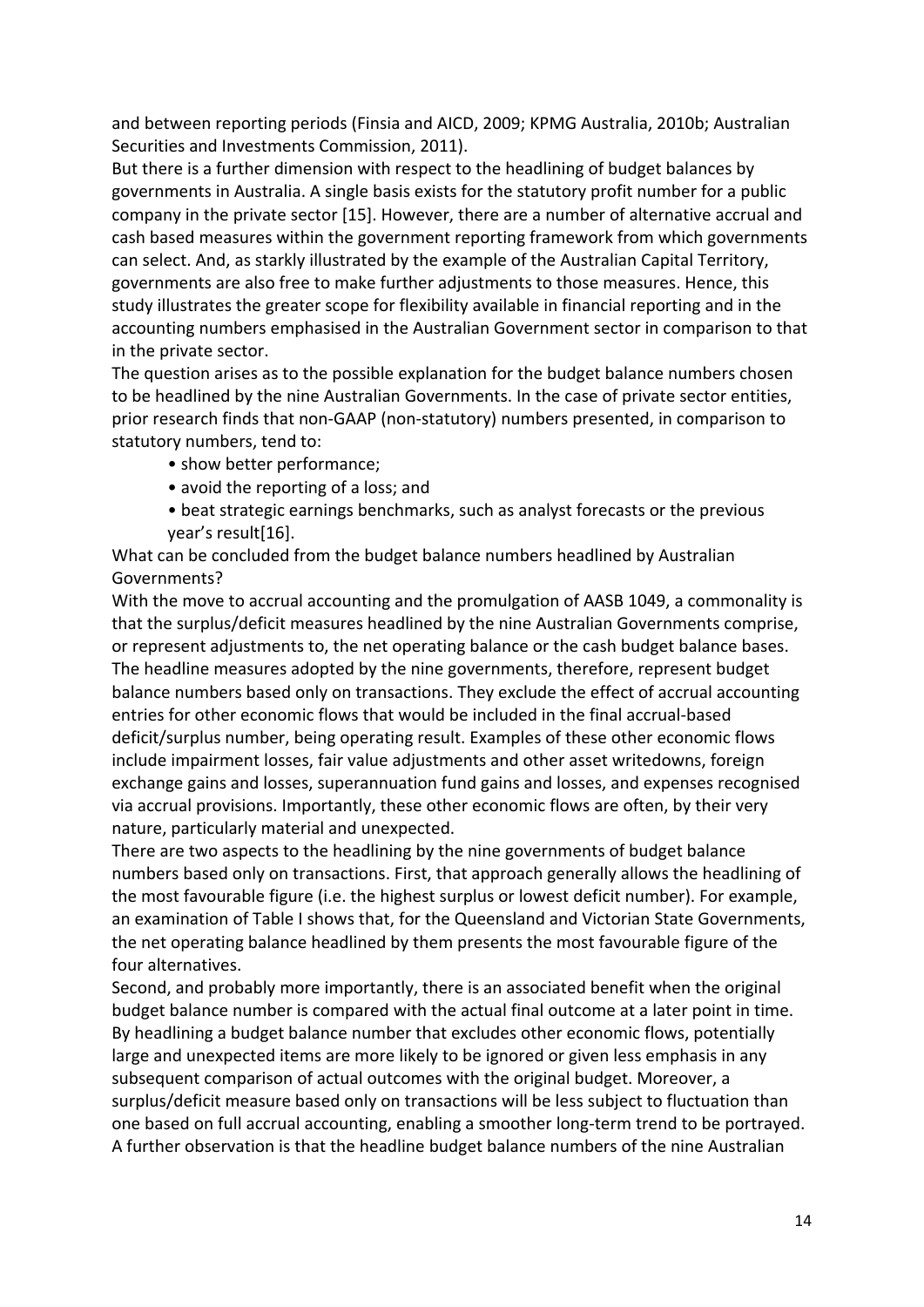and between reporting periods (Finsia and AICD, 2009; KPMG Australia, 2010b; Australian Securities and Investments Commission, 2011).

But there is a further dimension with respect to the headlining of budget balances by governments in Australia. A single basis exists for the statutory profit number for a public company in the private sector [15]. However, there are a number of alternative accrual and cash based measures within the government reporting framework from which governments can select. And, as starkly illustrated by the example of the Australian Capital Territory, governments are also free to make further adjustments to those measures. Hence, this study illustrates the greater scope for flexibility available in financial reporting and in the accounting numbers emphasised in the Australian Government sector in comparison to that in the private sector.

The question arises as to the possible explanation for the budget balance numbers chosen to be headlined by the nine Australian Governments. In the case of private sector entities, prior research finds that non-GAAP (non-statutory) numbers presented, in comparison to statutory numbers, tend to:

- show better performance;
- avoid the reporting of a loss; and
- beat strategic earnings benchmarks, such as analyst forecasts or the previous year's result[16].

What can be concluded from the budget balance numbers headlined by Australian Governments?

With the move to accrual accounting and the promulgation of AASB 1049, a commonality is that the surplus/deficit measures headlined by the nine Australian Governments comprise, or represent adjustments to, the net operating balance or the cash budget balance bases. The headline measures adopted by the nine governments, therefore, represent budget balance numbers based only on transactions. They exclude the effect of accrual accounting entries for other economic flows that would be included in the final accrual-based deficit/surplus number, being operating result. Examples of these other economic flows include impairment losses, fair value adjustments and other asset writedowns, foreign exchange gains and losses, superannuation fund gains and losses, and expenses recognised via accrual provisions. Importantly, these other economic flows are often, by their very nature, particularly material and unexpected.

There are two aspects to the headlining by the nine governments of budget balance numbers based only on transactions. First, that approach generally allows the headlining of the most favourable figure (i.e. the highest surplus or lowest deficit number). For example, an examination of Table I shows that, for the Queensland and Victorian State Governments, the net operating balance headlined by them presents the most favourable figure of the four alternatives.

Second, and probably more importantly, there is an associated benefit when the original budget balance number is compared with the actual final outcome at a later point in time. By headlining a budget balance number that excludes other economic flows, potentially large and unexpected items are more likely to be ignored or given less emphasis in any subsequent comparison of actual outcomes with the original budget. Moreover, a surplus/deficit measure based only on transactions will be less subject to fluctuation than one based on full accrual accounting, enabling a smoother long-term trend to be portrayed.

A further observation is that the headline budget balance numbers of the nine Australian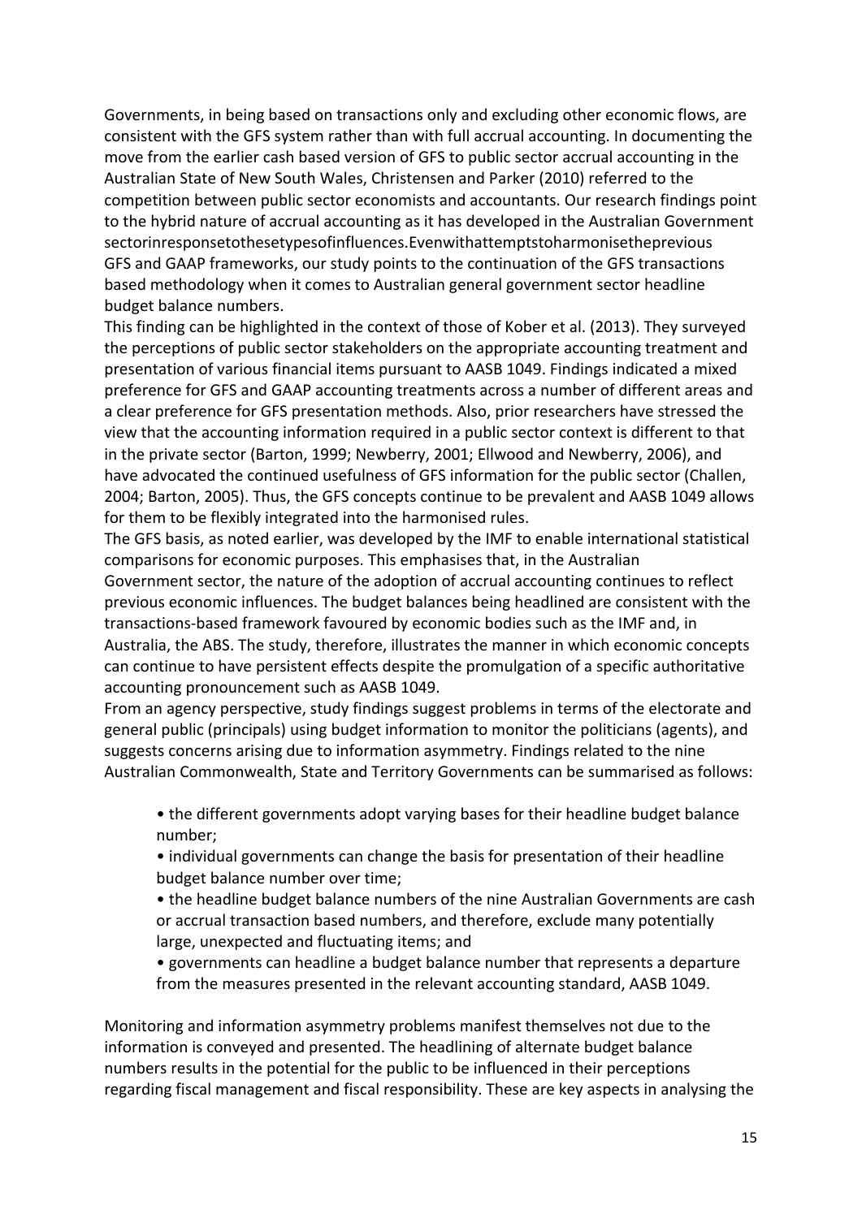Governments, in being based on transactions only and excluding other economic flows, are consistent with the GFS system rather than with full accrual accounting. In documenting the move from the earlier cash based version of GFS to public sector accrual accounting in the Australian State of New South Wales, Christensen and Parker (2010) referred to the competition between public sector economists and accountants. Our research findings point to the hybrid nature of accrual accounting as it has developed in the Australian Government sectorinresponsetothesetypesofinfluences.Evenwithattemptstoharmonisetheprevious GFS and GAAP frameworks, our study points to the continuation of the GFS transactions based methodology when it comes to Australian general government sector headline budget balance numbers.

This finding can be highlighted in the context of those of Kober et al. (2013). They surveyed the perceptions of public sector stakeholders on the appropriate accounting treatment and presentation of various financial items pursuant to AASB 1049. Findings indicated a mixed preference for GFS and GAAP accounting treatments across a number of different areas and a clear preference for GFS presentation methods. Also, prior researchers have stressed the view that the accounting information required in a public sector context is different to that in the private sector (Barton, 1999; Newberry, 2001; Ellwood and Newberry, 2006), and have advocated the continued usefulness of GFS information for the public sector (Challen, 2004; Barton, 2005). Thus, the GFS concepts continue to be prevalent and AASB 1049 allows for them to be flexibly integrated into the harmonised rules.

The GFS basis, as noted earlier, was developed by the IMF to enable international statistical comparisons for economic purposes. This emphasises that, in the Australian Government sector, the nature of the adoption of accrual accounting continues to reflect previous economic influences. The budget balances being headlined are consistent with the transactions-based framework favoured by economic bodies such as the IMF and, in Australia, the ABS. The study, therefore, illustrates the manner in which economic concepts can continue to have persistent effects despite the promulgation of a specific authoritative accounting pronouncement such as AASB 1049.

From an agency perspective, study findings suggest problems in terms of the electorate and general public (principals) using budget information to monitor the politicians (agents), and suggests concerns arising due to information asymmetry. Findings related to the nine Australian Commonwealth, State and Territory Governments can be summarised as follows:

- the different governments adopt varying bases for their headline budget balance number;
- individual governments can change the basis for presentation of their headline budget balance number over time;
- the headline budget balance numbers of the nine Australian Governments are cash or accrual transaction based numbers, and therefore, exclude many potentially large, unexpected and fluctuating items; and
- governments can headline a budget balance number that represents a departure from the measures presented in the relevant accounting standard, AASB 1049.

Monitoring and information asymmetry problems manifest themselves not due to the information is conveyed and presented. The headlining of alternate budget balance numbers results in the potential for the public to be influenced in their perceptions regarding fiscal management and fiscal responsibility. These are key aspects in analysing the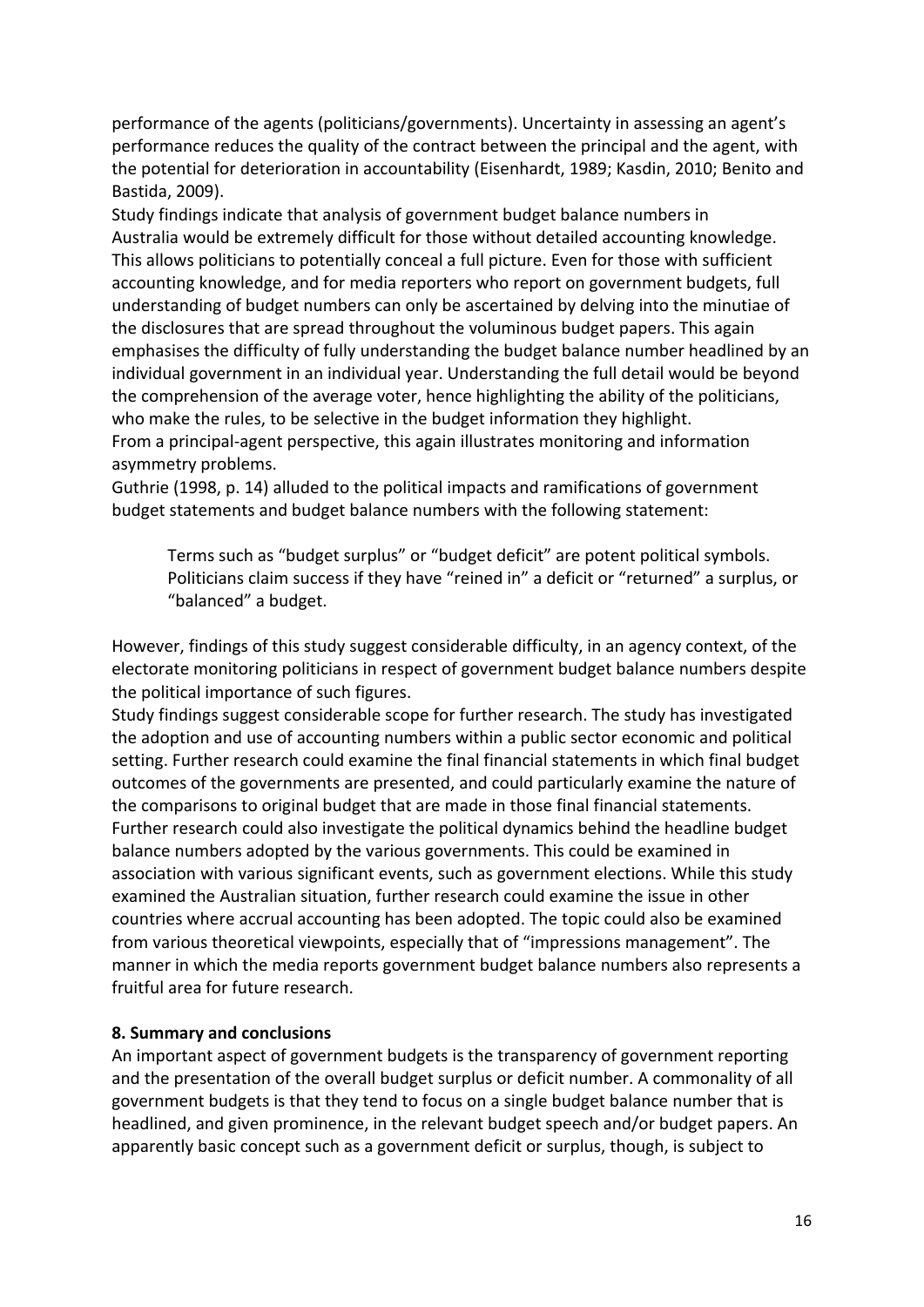performance of the agents (politicians/governments). Uncertainty in assessing an agent's performance reduces the quality of the contract between the principal and the agent, with the potential for deterioration in accountability (Eisenhardt, 1989; Kasdin, 2010; Benito and Bastida, 2009).

Study findings indicate that analysis of government budget balance numbers in Australia would be extremely difficult for those without detailed accounting knowledge. This allows politicians to potentially conceal a full picture. Even for those with sufficient accounting knowledge, and for media reporters who report on government budgets, full understanding of budget numbers can only be ascertained by delving into the minutiae of the disclosures that are spread throughout the voluminous budget papers. This again emphasises the difficulty of fully understanding the budget balance number headlined by an individual government in an individual year. Understanding the full detail would be beyond the comprehension of the average voter, hence highlighting the ability of the politicians, who make the rules, to be selective in the budget information they highlight.

From a principal-agent perspective, this again illustrates monitoring and information asymmetry problems.

Guthrie (1998, p. 14) alluded to the political impacts and ramifications of government budget statements and budget balance numbers with the following statement:

> Terms such as "budget surplus" or "budget deficit" are potent political symbols. Politicians claim success if they have "reined in" a deficit or "returned" a surplus, or "balanced" a budget.

However, findings of this study suggest considerable difficulty, in an agency context, of the electorate monitoring politicians in respect of government budget balance numbers despite the political importance of such figures.

Study findings suggest considerable scope for further research. The study has investigated the adoption and use of accounting numbers within a public sector economic and political setting. Further research could examine the final financial statements in which final budget outcomes of the governments are presented, and could particularly examine the nature of the comparisons to original budget that are made in those final financial statements. Further research could also investigate the political dynamics behind the headline budget balance numbers adopted by the various governments. This could be examined in association with various significant events, such as government elections. While this study examined the Australian situation, further research could examine the issue in other countries where accrual accounting has been adopted. The topic could also be examined from various theoretical viewpoints, especially that of "impressions management". The manner in which the media reports government budget balance numbers also represents a fruitful area for future research.

## 8. Summary and conclusions

An important aspect of government budgets is the transparency of government reporting and the presentation of the overall budget surplus or deficit number. A commonality of all government budgets is that they tend to focus on a single budget balance number that is headlined, and given prominence, in the relevant budget speech and/or budget papers. An apparently basic concept such as a government deficit or surplus, though, is subject to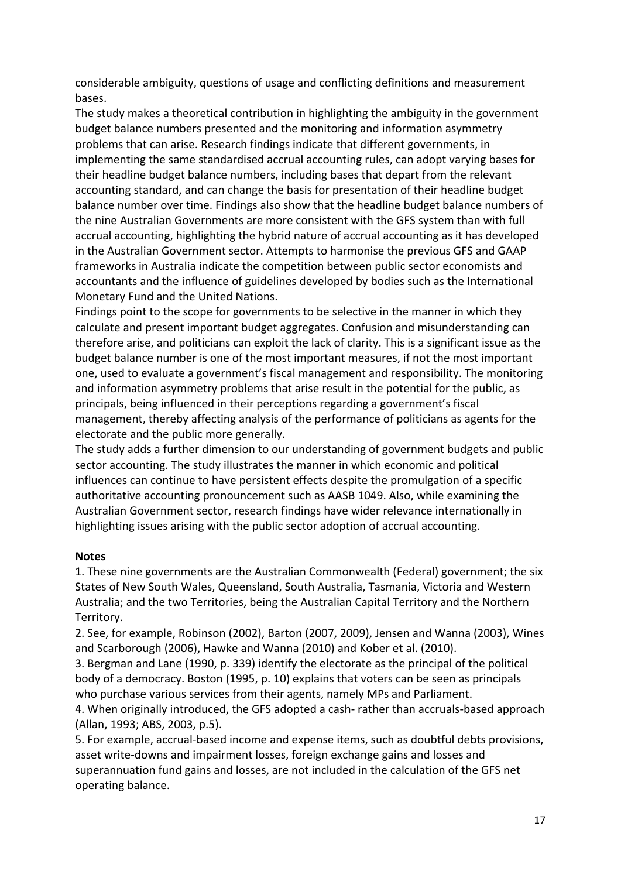considerable ambiguity, questions of usage and conflicting definitions and measurement bases.

The study makes a theoretical contribution in highlighting the ambiguity in the government budget balance numbers presented and the monitoring and information asymmetry problems that can arise. Research findings indicate that different governments, in implementing the same standardised accrual accounting rules, can adopt varying bases for their headline budget balance numbers, including bases that depart from the relevant accounting standard, and can change the basis for presentation of their headline budget balance number over time. Findings also show that the headline budget balance numbers of the nine Australian Governments are more consistent with the GFS system than with full accrual accounting, highlighting the hybrid nature of accrual accounting as it has developed in the Australian Government sector. Attempts to harmonise the previous GFS and GAAP frameworks in Australia indicate the competition between public sector economists and accountants and the influence of guidelines developed by bodies such as the International Monetary Fund and the United Nations.

Findings point to the scope for governments to be selective in the manner in which they calculate and present important budget aggregates. Confusion and misunderstanding can therefore arise, and politicians can exploit the lack of clarity. This is a significant issue as the budget balance number is one of the most important measures, if not the most important one, used to evaluate a government's fiscal management and responsibility. The monitoring and information asymmetry problems that arise result in the potential for the public, as principals, being influenced in their perceptions regarding a government's fiscal management, thereby affecting analysis of the performance of politicians as agents for the electorate and the public more generally.

The study adds a further dimension to our understanding of government budgets and public sector accounting. The study illustrates the manner in which economic and political influences can continue to have persistent effects despite the promulgation of a specific authoritative accounting pronouncement such as AASB 1049. Also, while examining the Australian Government sector, research findings have wider relevance internationally in highlighting issues arising with the public sector adoption of accrual accounting.

**Notes**

1. These nine governments are the Australian Commonwealth (Federal) government; the six States of New South Wales, Queensland, South Australia, Tasmania, Victoria and Western Australia; and the two Territories, being the Australian Capital Territory and the Northern Territory.
2. See, for example, Robinson (2002), Barton (2007, 2009), Jensen and Wanna (2003), Wines and Scarborough (2006), Hawke and Wanna (2010) and Kober et al. (2010).
3. Bergman and Lane (1990, p. 339) identify the electorate as the principal of the political body of a democracy. Boston (1995, p. 10) explains that voters can be seen as principals who purchase various services from their agents, namely MPs and Parliament.
4. When originally introduced, the GFS adopted a cash- rather than accruals-based approach (Allan, 1993; ABS, 2003, p.5).
5. For example, accrual-based income and expense items, such as doubtful debts provisions, asset write-downs and impairment losses, foreign exchange gains and losses and superannuation fund gains and losses, are not included in the calculation of the GFS net operating balance.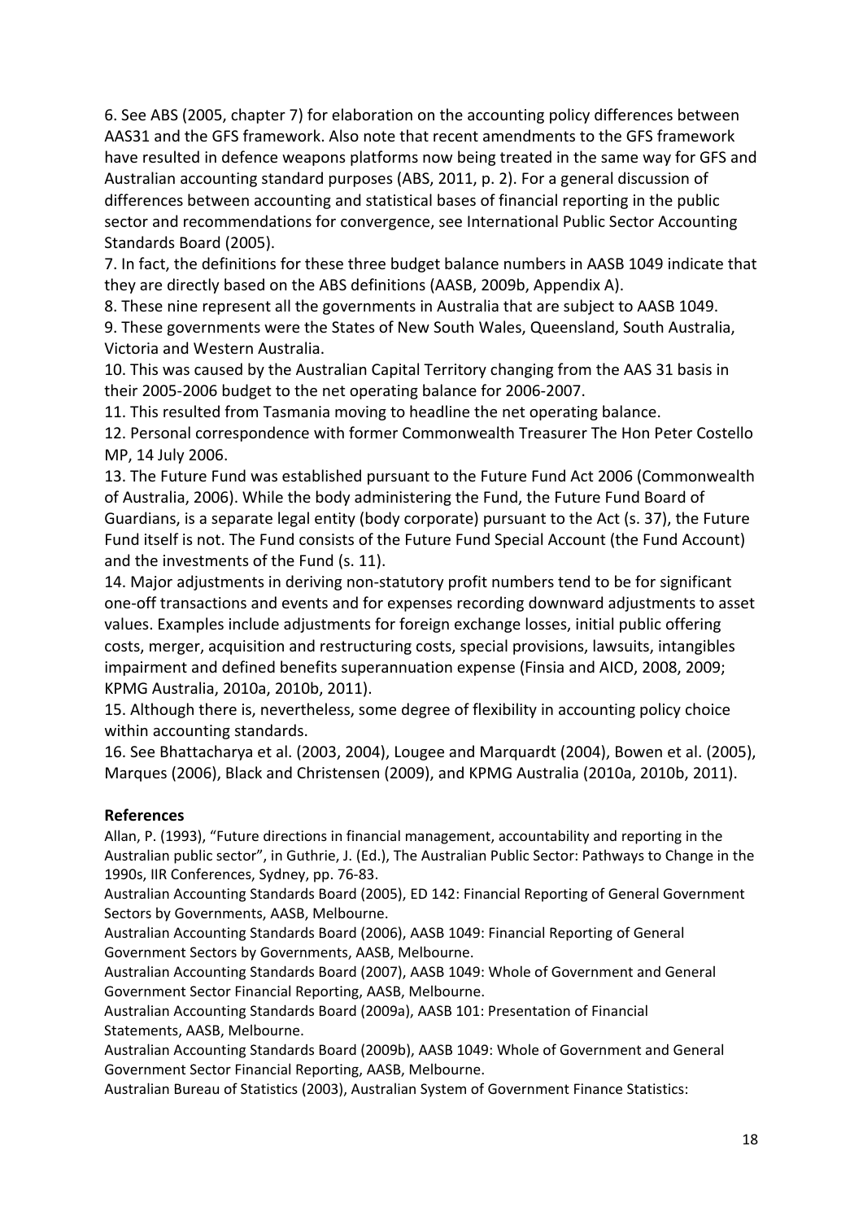6. See ABS (2005, chapter 7) for elaboration on the accounting policy differences between AAS31 and the GFS framework. Also note that recent amendments to the GFS framework have resulted in defence weapons platforms now being treated in the same way for GFS and Australian accounting standard purposes (ABS, 2011, p. 2). For a general discussion of differences between accounting and statistical bases of financial reporting in the public sector and recommendations for convergence, see International Public Sector Accounting Standards Board (2005).

7. In fact, the definitions for these three budget balance numbers in AASB 1049 indicate that they are directly based on the ABS definitions (AASB, 2009b, Appendix A).

8. These nine represent all the governments in Australia that are subject to AASB 1049.

9. These governments were the States of New South Wales, Queensland, South Australia, Victoria and Western Australia.

10. This was caused by the Australian Capital Territory changing from the AAS 31 basis in their 2005-2006 budget to the net operating balance for 2006-2007.

11. This resulted from Tasmania moving to headline the net operating balance.

12. Personal correspondence with former Commonwealth Treasurer The Hon Peter Costello MP, 14 July 2006.

13. The Future Fund was established pursuant to the Future Fund Act 2006 (Commonwealth of Australia, 2006). While the body administering the Fund, the Future Fund Board of Guardians, is a separate legal entity (body corporate) pursuant to the Act (s. 37), the Future Fund itself is not. The Fund consists of the Future Fund Special Account (the Fund Account) and the investments of the Fund (s. 11).

14. Major adjustments in deriving non-statutory profit numbers tend to be for significant one-off transactions and events and for expenses recording downward adjustments to asset values. Examples include adjustments for foreign exchange losses, initial public offering costs, merger, acquisition and restructuring costs, special provisions, lawsuits, intangibles impairment and defined benefits superannuation expense (Finsia and AICD, 2008, 2009; KPMG Australia, 2010a, 2010b, 2011).

15. Although there is, nevertheless, some degree of flexibility in accounting policy choice within accounting standards.

16. See Bhattacharya et al. (2003, 2004), Lougee and Marquardt (2004), Bowen et al. (2005), Marques (2006), Black and Christensen (2009), and KPMG Australia (2010a, 2010b, 2011).

## References

Allan, P. (1993), "Future directions in financial management, accountability and reporting in the Australian public sector", in Guthrie, J. (Ed.), The Australian Public Sector: Pathways to Change in the 1990s, IIR Conferences, Sydney, pp. 76-83.

Australian Accounting Standards Board (2005), ED 142: Financial Reporting of General Government Sectors by Governments, AASB, Melbourne.

Australian Accounting Standards Board (2006), AASB 1049: Financial Reporting of General Government Sectors by Governments, AASB, Melbourne.

Australian Accounting Standards Board (2007), AASB 1049: Whole of Government and General Government Sector Financial Reporting, AASB, Melbourne.

Australian Accounting Standards Board (2009a), AASB 101: Presentation of Financial Statements, AASB, Melbourne.

Australian Accounting Standards Board (2009b), AASB 1049: Whole of Government and General Government Sector Financial Reporting, AASB, Melbourne.

Australian Bureau of Statistics (2003), Australian System of Government Finance Statistics: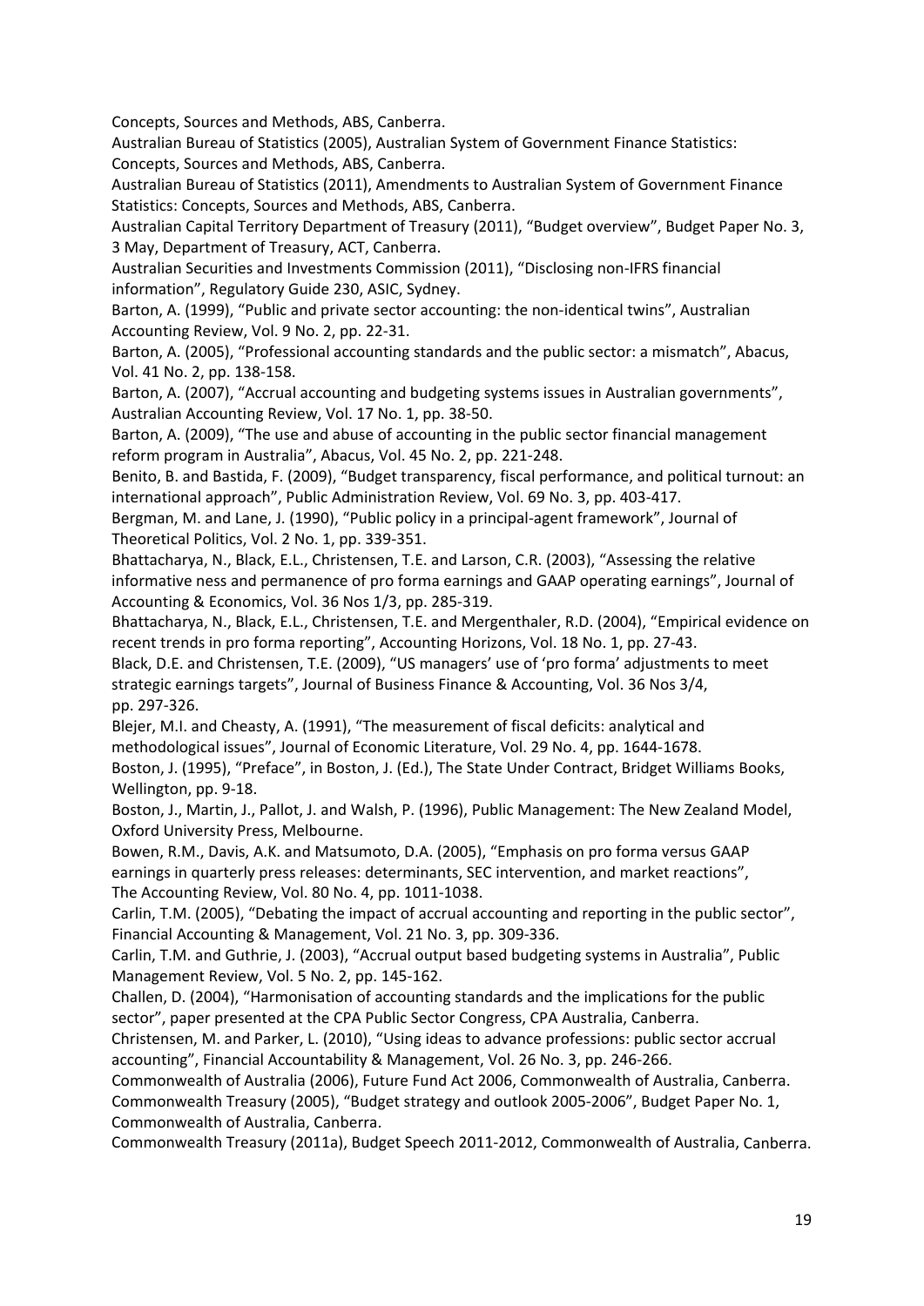Concepts, Sources and Methods, ABS, Canberra.

Australian Bureau of Statistics (2005), Australian System of Government Finance Statistics: Concepts, Sources and Methods, ABS, Canberra.

Australian Bureau of Statistics (2011), Amendments to Australian System of Government Finance Statistics: Concepts, Sources and Methods, ABS, Canberra.

Australian Capital Territory Department of Treasury (2011), "Budget overview", Budget Paper No. 3, 3 May, Department of Treasury, ACT, Canberra.

Australian Securities and Investments Commission (2011), "Disclosing non-IFRS financial information", Regulatory Guide 230, ASIC, Sydney.

Barton, A. (1999), "Public and private sector accounting: the non-identical twins", Australian Accounting Review, Vol. 9 No. 2, pp. 22-31.

Barton, A. (2005), "Professional accounting standards and the public sector: a mismatch", Abacus, Vol. 41 No. 2, pp. 138-158.

Barton, A. (2007), "Accrual accounting and budgeting systems issues in Australian governments", Australian Accounting Review, Vol. 17 No. 1, pp. 38-50.

Barton, A. (2009), "The use and abuse of accounting in the public sector financial management reform program in Australia", Abacus, Vol. 45 No. 2, pp. 221-248.

Benito, B. and Bastida, F. (2009), "Budget transparency, fiscal performance, and political turnout: an international approach", Public Administration Review, Vol. 69 No. 3, pp. 403-417.

Bergman, M. and Lane, J. (1990), "Public policy in a principal-agent framework", Journal of Theoretical Politics, Vol. 2 No. 1, pp. 339-351.

Bhattacharya, N., Black, E.L., Christensen, T.E. and Larson, C.R. (2003), "Assessing the relative informative ness and permanence of pro forma earnings and GAAP operating earnings", Journal of Accounting & Economics, Vol. 36 Nos 1/3, pp. 285-319.

Bhattacharya, N., Black, E.L., Christensen, T.E. and Mergenthaler, R.D. (2004), "Empirical evidence on recent trends in pro forma reporting", Accounting Horizons, Vol. 18 No. 1, pp. 27-43.

Black, D.E. and Christensen, T.E. (2009), "US managers' use of 'pro forma' adjustments to meet strategic earnings targets", Journal of Business Finance & Accounting, Vol. 36 Nos 3/4, pp. 297-326.

Blejer, M.I. and Cheasty, A. (1991), "The measurement of fiscal deficits: analytical and methodological issues", Journal of Economic Literature, Vol. 29 No. 4, pp. 1644-1678.

Boston, J. (1995), "Preface", in Boston, J. (Ed.), The State Under Contract, Bridget Williams Books, Wellington, pp. 9-18.

Boston, J., Martin, J., Pallot, J. and Walsh, P. (1996), Public Management: The New Zealand Model, Oxford University Press, Melbourne.

Bowen, R.M., Davis, A.K. and Matsumoto, D.A. (2005), "Emphasis on pro forma versus GAAP earnings in quarterly press releases: determinants, SEC intervention, and market reactions", The Accounting Review, Vol. 80 No. 4, pp. 1011-1038.

Carlin, T.M. (2005), "Debating the impact of accrual accounting and reporting in the public sector", Financial Accounting & Management, Vol. 21 No. 3, pp. 309-336.

Carlin, T.M. and Guthrie, J. (2003), "Accrual output based budgeting systems in Australia", Public Management Review, Vol. 5 No. 2, pp. 145-162.

Challen, D. (2004), "Harmonisation of accounting standards and the implications for the public sector", paper presented at the CPA Public Sector Congress, CPA Australia, Canberra.

Christensen, M. and Parker, L. (2010), "Using ideas to advance professions: public sector accrual accounting", Financial Accountability & Management, Vol. 26 No. 3, pp. 246-266.

Commonwealth of Australia (2006), Future Fund Act 2006, Commonwealth of Australia, Canberra.

Commonwealth Treasury (2005), "Budget strategy and outlook 2005-2006", Budget Paper No. 1, Commonwealth of Australia, Canberra.

Commonwealth Treasury (2011a), Budget Speech 2011-2012, Commonwealth of Australia, Canberra.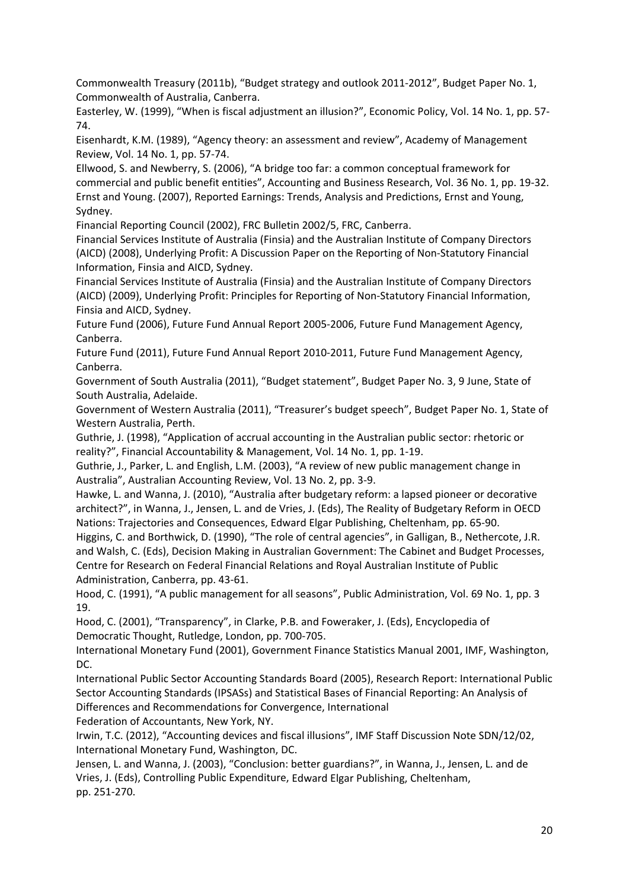Commonwealth Treasury (2011b), "Budget strategy and outlook 2011-2012", Budget Paper No. 1, Commonwealth of Australia, Canberra.

Easterley, W. (1999), "When is fiscal adjustment an illusion?", Economic Policy, Vol. 14 No. 1, pp. 57-74.

Eisenhardt, K.M. (1989), "Agency theory: an assessment and review", Academy of Management Review, Vol. 14 No. 1, pp. 57-74.

Ellwood, S. and Newberry, S. (2006), "A bridge too far: a common conceptual framework for commercial and public benefit entities", Accounting and Business Research, Vol. 36 No. 1, pp. 19-32.

Ernst and Young. (2007), Reported Earnings: Trends, Analysis and Predictions, Ernst and Young, Sydney.

Financial Reporting Council (2002), FRC Bulletin 2002/5, FRC, Canberra.

Financial Services Institute of Australia (Finsia) and the Australian Institute of Company Directors (AICD) (2008), Underlying Profit: A Discussion Paper on the Reporting of Non-Statutory Financial Information, Finsia and AICD, Sydney.

Financial Services Institute of Australia (Finsia) and the Australian Institute of Company Directors (AICD) (2009), Underlying Profit: Principles for Reporting of Non-Statutory Financial Information, Finsia and AICD, Sydney.

Future Fund (2006), Future Fund Annual Report 2005-2006, Future Fund Management Agency, Canberra.

Future Fund (2011), Future Fund Annual Report 2010-2011, Future Fund Management Agency, Canberra.

Government of South Australia (2011), "Budget statement", Budget Paper No. 3, 9 June, State of South Australia, Adelaide.

Government of Western Australia (2011), "Treasurer's budget speech", Budget Paper No. 1, State of Western Australia, Perth.

Guthrie, J. (1998), "Application of accrual accounting in the Australian public sector: rhetoric or reality?", Financial Accountability & Management, Vol. 14 No. 1, pp. 1-19.

Guthrie, J., Parker, L. and English, L.M. (2003), "A review of new public management change in Australia", Australian Accounting Review, Vol. 13 No. 2, pp. 3-9.

Hawke, L. and Wanna, J. (2010), "Australia after budgetary reform: a lapsed pioneer or decorative architect?", in Wanna, J., Jensen, L. and de Vries, J. (Eds), The Reality of Budgetary Reform in OECD Nations: Trajectories and Consequences, Edward Elgar Publishing, Cheltenham, pp. 65-90.

Higgins, C. and Borthwick, D. (1990), "The role of central agencies", in Galligan, B., Nethercote, J.R. and Walsh, C. (Eds), Decision Making in Australian Government: The Cabinet and Budget Processes, Centre for Research on Federal Financial Relations and Royal Australian Institute of Public Administration, Canberra, pp. 43-61.

Hood, C. (1991), "A public management for all seasons", Public Administration, Vol. 69 No. 1, pp. 3 19.

Hood, C. (2001), "Transparency", in Clarke, P.B. and Foweraker, J. (Eds), Encyclopedia of Democratic Thought, Rutledge, London, pp. 700-705.

International Monetary Fund (2001), Government Finance Statistics Manual 2001, IMF, Washington, DC.

International Public Sector Accounting Standards Board (2005), Research Report: International Public Sector Accounting Standards (IPSASs) and Statistical Bases of Financial Reporting: An Analysis of Differences and Recommendations for Convergence, International Federation of Accountants, New York, NY.

Irwin, T.C. (2012), "Accounting devices and fiscal illusions", IMF Staff Discussion Note SDN/12/02, International Monetary Fund, Washington, DC.

Jensen, L. and Wanna, J. (2003), "Conclusion: better guardians?", in Wanna, J., Jensen, L. and de Vries, J. (Eds), Controlling Public Expenditure, Edward Elgar Publishing, Cheltenham, pp. 251-270.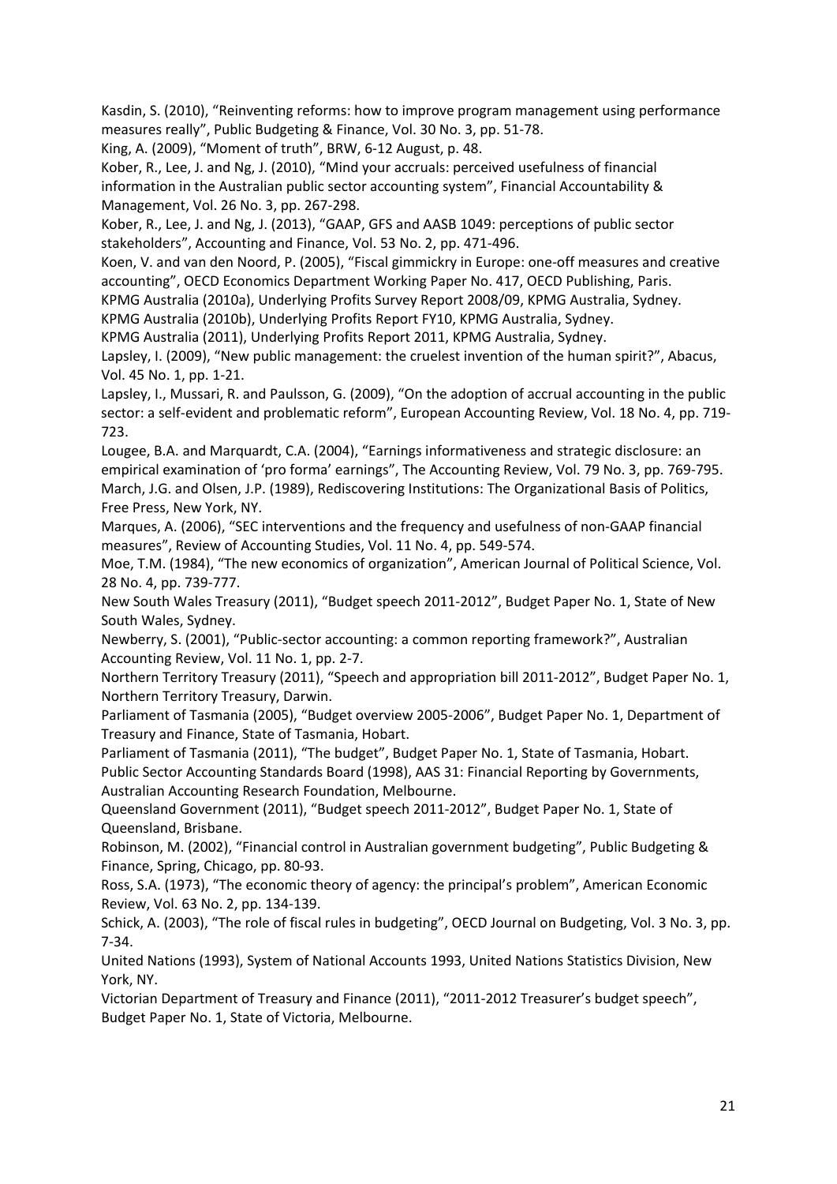Kasdin, S. (2010), "Reinventing reforms: how to improve program management using performance measures really", Public Budgeting & Finance, Vol. 30 No. 3, pp. 51-78.

King, A. (2009), "Moment of truth", BRW, 6-12 August, p. 48.

Kober, R., Lee, J. and Ng, J. (2010), "Mind your accruals: perceived usefulness of financial information in the Australian public sector accounting system", Financial Accountability & Management, Vol. 26 No. 3, pp. 267-298.

Kober, R., Lee, J. and Ng, J. (2013), "GAAP, GFS and AASB 1049: perceptions of public sector stakeholders", Accounting and Finance, Vol. 53 No. 2, pp. 471-496.

Koen, V. and van den Noord, P. (2005), "Fiscal gimmickry in Europe: one-off measures and creative accounting", OECD Economics Department Working Paper No. 417, OECD Publishing, Paris.

KPMG Australia (2010a), Underlying Profits Survey Report 2008/09, KPMG Australia, Sydney.

KPMG Australia (2010b), Underlying Profits Report FY10, KPMG Australia, Sydney.

KPMG Australia (2011), Underlying Profits Report 2011, KPMG Australia, Sydney.

Lapsley, I. (2009), "New public management: the cruelest invention of the human spirit?", Abacus, Vol. 45 No. 1, pp. 1-21.

Lapsley, I., Mussari, R. and Paulsson, G. (2009), "On the adoption of accrual accounting in the public sector: a self-evident and problematic reform", European Accounting Review, Vol. 18 No. 4, pp. 719-723.

Lougee, B.A. and Marquardt, C.A. (2004), "Earnings informativeness and strategic disclosure: an empirical examination of 'pro forma' earnings", The Accounting Review, Vol. 79 No. 3, pp. 769-795.

March, J.G. and Olsen, J.P. (1989), Rediscovering Institutions: The Organizational Basis of Politics, Free Press, New York, NY.

Marques, A. (2006), "SEC interventions and the frequency and usefulness of non-GAAP financial measures", Review of Accounting Studies, Vol. 11 No. 4, pp. 549-574.

Moe, T.M. (1984), "The new economics of organization", American Journal of Political Science, Vol. 28 No. 4, pp. 739-777.

New South Wales Treasury (2011), "Budget speech 2011-2012", Budget Paper No. 1, State of New South Wales, Sydney.

Newberry, S. (2001), "Public-sector accounting: a common reporting framework?", Australian Accounting Review, Vol. 11 No. 1, pp. 2-7.

Northern Territory Treasury (2011), "Speech and appropriation bill 2011-2012", Budget Paper No. 1, Northern Territory Treasury, Darwin.

Parliament of Tasmania (2005), "Budget overview 2005-2006", Budget Paper No. 1, Department of Treasury and Finance, State of Tasmania, Hobart.

Parliament of Tasmania (2011), "The budget", Budget Paper No. 1, State of Tasmania, Hobart.

Public Sector Accounting Standards Board (1998), AAS 31: Financial Reporting by Governments, Australian Accounting Research Foundation, Melbourne.

Queensland Government (2011), "Budget speech 2011-2012", Budget Paper No. 1, State of Queensland, Brisbane.

Robinson, M. (2002), "Financial control in Australian government budgeting", Public Budgeting & Finance, Spring, Chicago, pp. 80-93.

Ross, S.A. (1973), "The economic theory of agency: the principal's problem", American Economic Review, Vol. 63 No. 2, pp. 134-139.

Schick, A. (2003), "The role of fiscal rules in budgeting", OECD Journal on Budgeting, Vol. 3 No. 3, pp. 7-34.

United Nations (1993), System of National Accounts 1993, United Nations Statistics Division, New York, NY.

Victorian Department of Treasury and Finance (2011), "2011-2012 Treasurer's budget speech", Budget Paper No. 1, State of Victoria, Melbourne.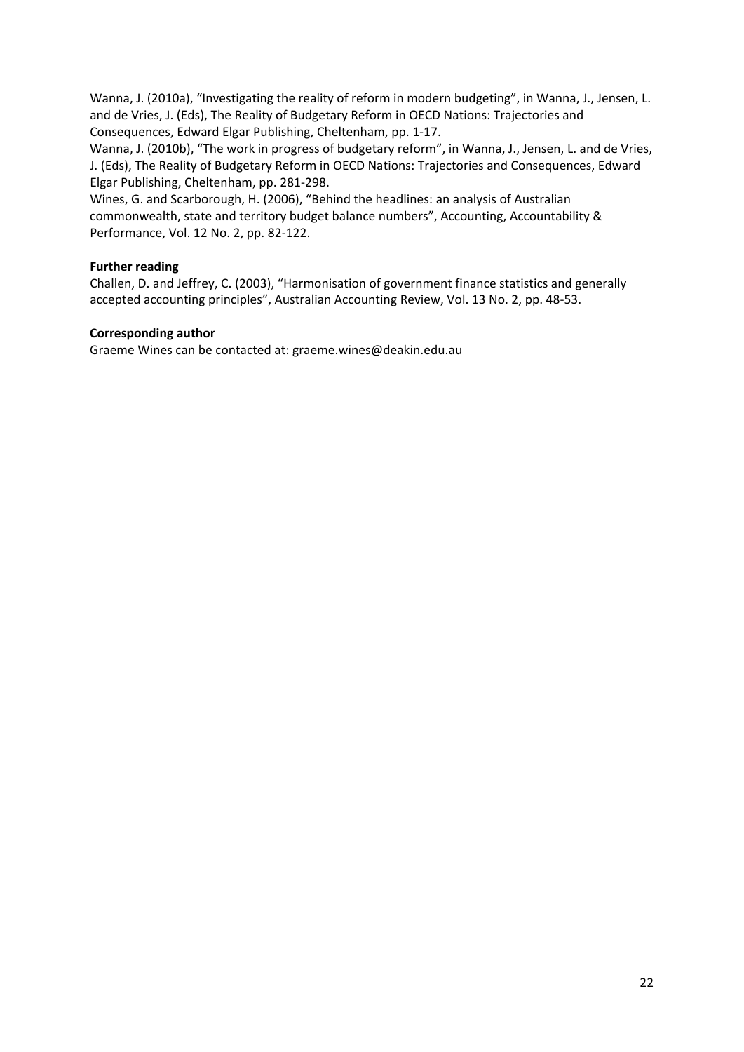Wanna, J. (2010a), "Investigating the reality of reform in modern budgeting", in Wanna, J., Jensen, L. and de Vries, J. (Eds), The Reality of Budgetary Reform in OECD Nations: Trajectories and Consequences, Edward Elgar Publishing, Cheltenham, pp. 1-17.

Wanna, J. (2010b), "The work in progress of budgetary reform", in Wanna, J., Jensen, L. and de Vries, J. (Eds), The Reality of Budgetary Reform in OECD Nations: Trajectories and Consequences, Edward Elgar Publishing, Cheltenham, pp. 281-298.

Wines, G. and Scarborough, H. (2006), "Behind the headlines: an analysis of Australian commonwealth, state and territory budget balance numbers", Accounting, Accountability & Performance, Vol. 12 No. 2, pp. 82-122.

**Further reading**

Challen, D. and Jeffrey, C. (2003), "Harmonisation of government finance statistics and generally accepted accounting principles", Australian Accounting Review, Vol. 13 No. 2, pp. 48-53.

**Corresponding author**

Graeme Wines can be contacted at: graeme.wines@deakin.edu.au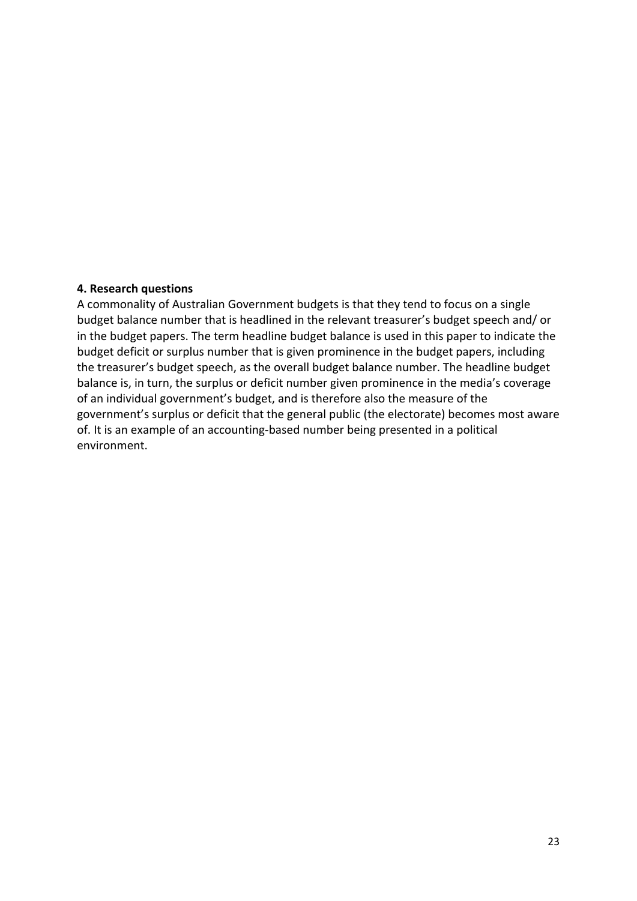## 4. Research questions

A commonality of Australian Government budgets is that they tend to focus on a single budget balance number that is headlined in the relevant treasurer's budget speech and/ or in the budget papers. The term headline budget balance is used in this paper to indicate the budget deficit or surplus number that is given prominence in the budget papers, including the treasurer's budget speech, as the overall budget balance number. The headline budget balance is, in turn, the surplus or deficit number given prominence in the media's coverage of an individual government's budget, and is therefore also the measure of the government's surplus or deficit that the general public (the electorate) becomes most aware of. It is an example of an accounting-based number being presented in a political environment.